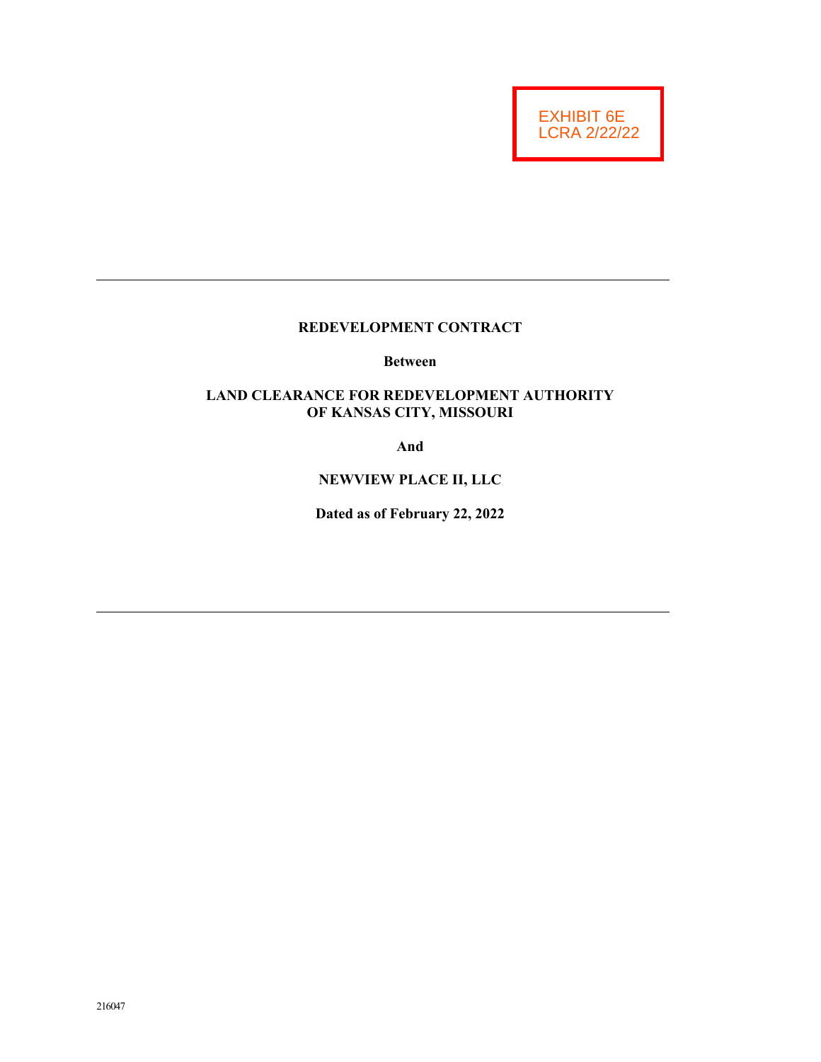EXHIBIT 6E
LCRA 2/22/22

---

**REDEVELOPMENT CONTRACT**

**Between**

**LAND CLEARANCE FOR REDEVELOPMENT AUTHORITY OF KANSAS CITY, MISSOURI**

**And**

**NEWVIEW PLACE II, LLC**

**Dated as of February 22, 2022**

---

216047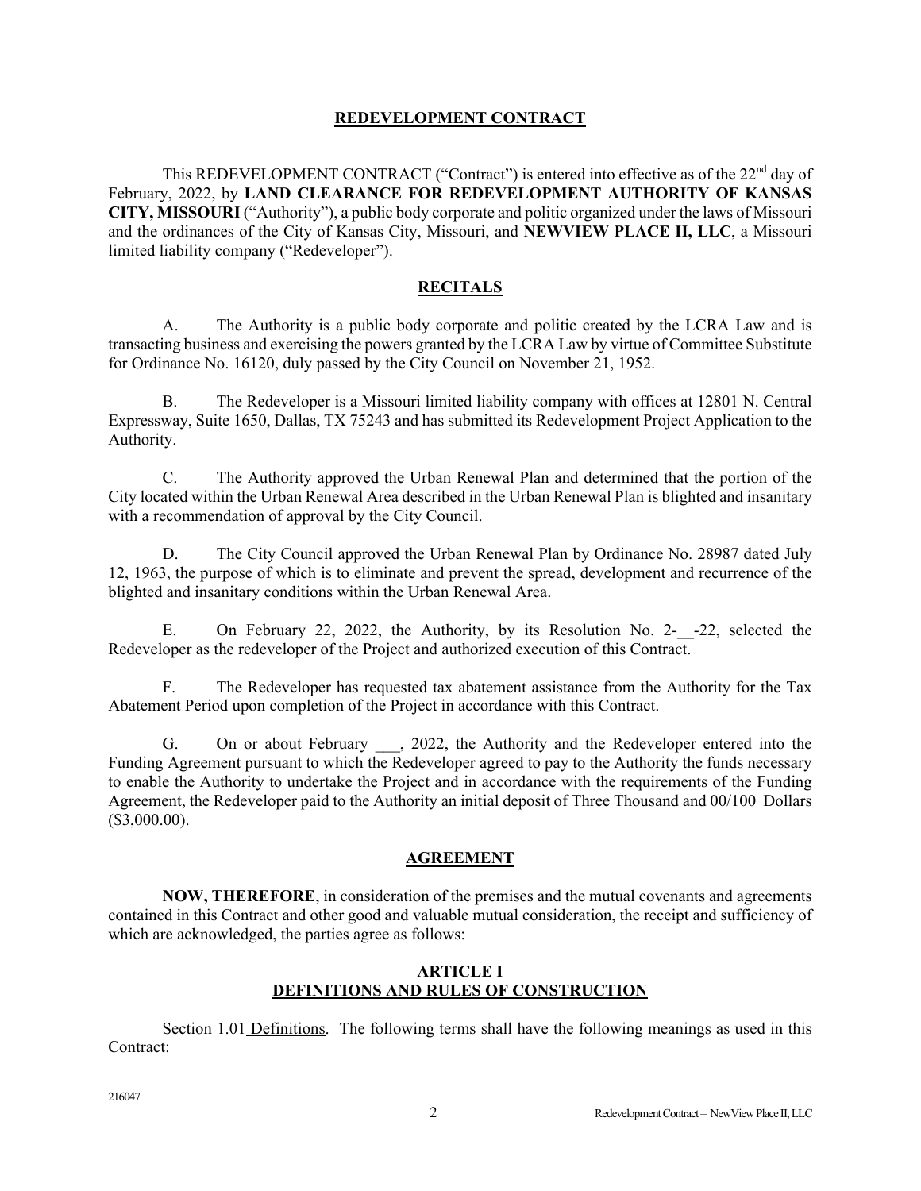## REDEVELOPMENT CONTRACT

This REDEVELOPMENT CONTRACT ("Contract") is entered into effective as of the 22nd day of February, 2022, by **LAND CLEARANCE FOR REDEVELOPMENT AUTHORITY OF KANSAS CITY, MISSOURI** ("Authority"), a public body corporate and politic organized under the laws of Missouri and the ordinances of the City of Kansas City, Missouri, and **NEWVIEW PLACE II, LLC**, a Missouri limited liability company ("Redeveloper").

## RECITALS

A. The Authority is a public body corporate and politic created by the LCRA Law and is transacting business and exercising the powers granted by the LCRA Law by virtue of Committee Substitute for Ordinance No. 16120, duly passed by the City Council on November 21, 1952.

B. The Redeveloper is a Missouri limited liability company with offices at 12801 N. Central Expressway, Suite 1650, Dallas, TX 75243 and has submitted its Redevelopment Project Application to the Authority.

C. The Authority approved the Urban Renewal Plan and determined that the portion of the City located within the Urban Renewal Area described in the Urban Renewal Plan is blighted and insanitary with a recommendation of approval by the City Council.

D. The City Council approved the Urban Renewal Plan by Ordinance No. 28987 dated July 12, 1963, the purpose of which is to eliminate and prevent the spread, development and recurrence of the blighted and insanitary conditions within the Urban Renewal Area.

E. On February 22, 2022, the Authority, by its Resolution No. 2-__-22, selected the Redeveloper as the redeveloper of the Project and authorized execution of this Contract.

F. The Redeveloper has requested tax abatement assistance from the Authority for the Tax Abatement Period upon completion of the Project in accordance with this Contract.

G. On or about February ___, 2022, the Authority and the Redeveloper entered into the Funding Agreement pursuant to which the Redeveloper agreed to pay to the Authority the funds necessary to enable the Authority to undertake the Project and in accordance with the requirements of the Funding Agreement, the Redeveloper paid to the Authority an initial deposit of Three Thousand and 00/100 Dollars ($3,000.00).

## AGREEMENT

**NOW, THEREFORE**, in consideration of the premises and the mutual covenants and agreements contained in this Contract and other good and valuable mutual consideration, the receipt and sufficiency of which are acknowledged, the parties agree as follows:

### ARTICLE I
### DEFINITIONS AND RULES OF CONSTRUCTION

Section 1.01 Definitions. The following terms shall have the following meanings as used in this Contract: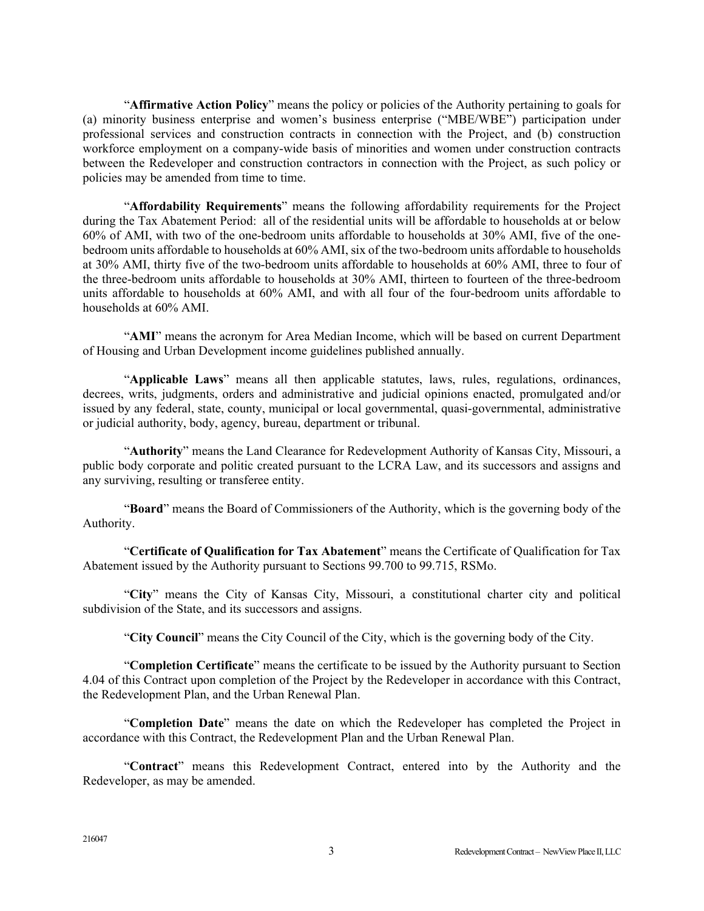"**Affirmative Action Policy**" means the policy or policies of the Authority pertaining to goals for (a) minority business enterprise and women's business enterprise ("MBE/WBE") participation under professional services and construction contracts in connection with the Project, and (b) construction workforce employment on a company-wide basis of minorities and women under construction contracts between the Redeveloper and construction contractors in connection with the Project, as such policy or policies may be amended from time to time.

"**Affordability Requirements**" means the following affordability requirements for the Project during the Tax Abatement Period: all of the residential units will be affordable to households at or below 60% of AMI, with two of the one-bedroom units affordable to households at 30% AMI, five of the one-bedroom units affordable to households at 60% AMI, six of the two-bedroom units affordable to households at 30% AMI, thirty five of the two-bedroom units affordable to households at 60% AMI, three to four of the three-bedroom units affordable to households at 30% AMI, thirteen to fourteen of the three-bedroom units affordable to households at 60% AMI, and with all four of the four-bedroom units affordable to households at 60% AMI.

"**AMI**" means the acronym for Area Median Income, which will be based on current Department of Housing and Urban Development income guidelines published annually.

"**Applicable Laws**" means all then applicable statutes, laws, rules, regulations, ordinances, decrees, writs, judgments, orders and administrative and judicial opinions enacted, promulgated and/or issued by any federal, state, county, municipal or local governmental, quasi-governmental, administrative or judicial authority, body, agency, bureau, department or tribunal.

"**Authority**" means the Land Clearance for Redevelopment Authority of Kansas City, Missouri, a public body corporate and politic created pursuant to the LCRA Law, and its successors and assigns and any surviving, resulting or transferee entity.

"**Board**" means the Board of Commissioners of the Authority, which is the governing body of the Authority.

"**Certificate of Qualification for Tax Abatement**" means the Certificate of Qualification for Tax Abatement issued by the Authority pursuant to Sections 99.700 to 99.715, RSMo.

"**City**" means the City of Kansas City, Missouri, a constitutional charter city and political subdivision of the State, and its successors and assigns.

"**City Council**" means the City Council of the City, which is the governing body of the City.

"**Completion Certificate**" means the certificate to be issued by the Authority pursuant to Section 4.04 of this Contract upon completion of the Project by the Redeveloper in accordance with this Contract, the Redevelopment Plan, and the Urban Renewal Plan.

"**Completion Date**" means the date on which the Redeveloper has completed the Project in accordance with this Contract, the Redevelopment Plan and the Urban Renewal Plan.

"**Contract**" means this Redevelopment Contract, entered into by the Authority and the Redeveloper, as may be amended.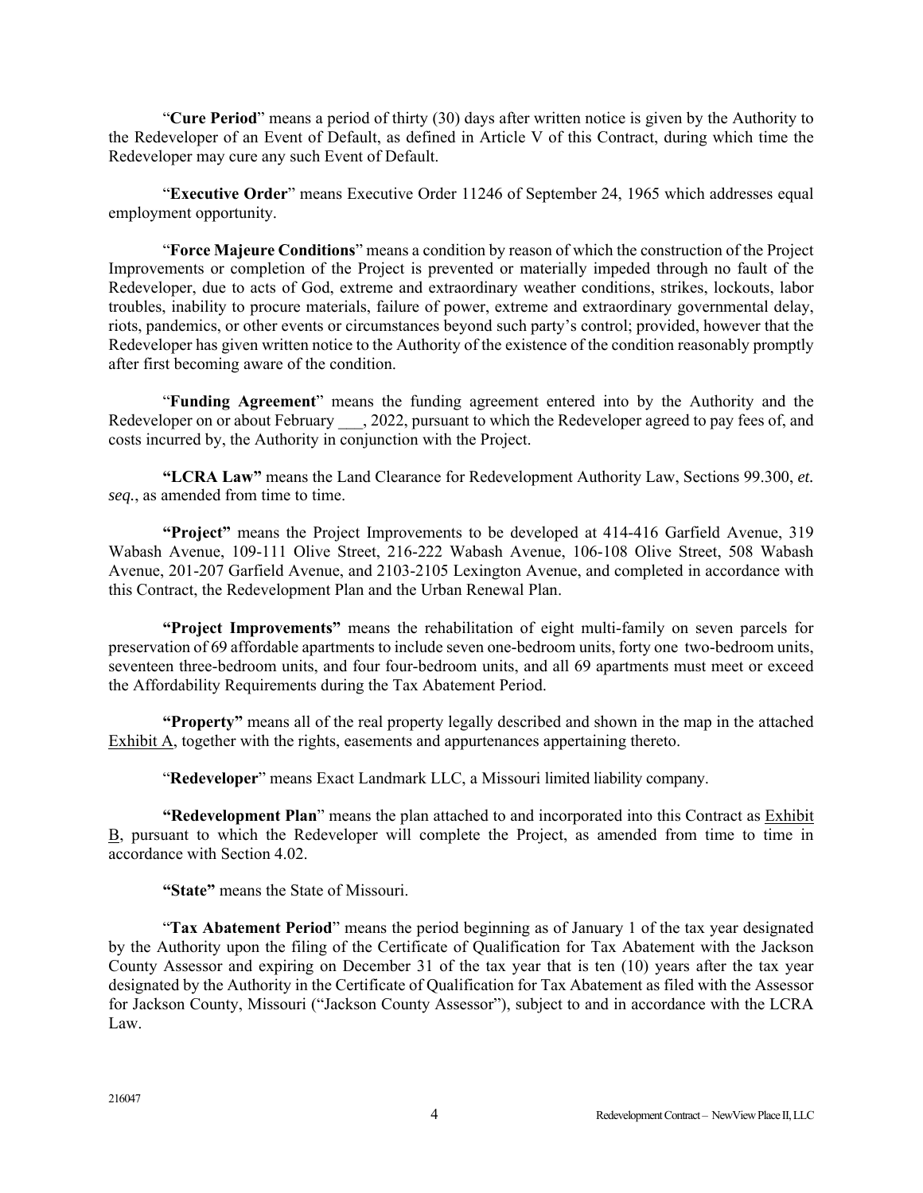"**Cure Period**" means a period of thirty (30) days after written notice is given by the Authority to the Redeveloper of an Event of Default, as defined in Article V of this Contract, during which time the Redeveloper may cure any such Event of Default.

"**Executive Order**" means Executive Order 11246 of September 24, 1965 which addresses equal employment opportunity.

"**Force Majeure Conditions**" means a condition by reason of which the construction of the Project Improvements or completion of the Project is prevented or materially impeded through no fault of the Redeveloper, due to acts of God, extreme and extraordinary weather conditions, strikes, lockouts, labor troubles, inability to procure materials, failure of power, extreme and extraordinary governmental delay, riots, pandemics, or other events or circumstances beyond such party's control; provided, however that the Redeveloper has given written notice to the Authority of the existence of the condition reasonably promptly after first becoming aware of the condition.

"**Funding Agreement**" means the funding agreement entered into by the Authority and the Redeveloper on or about February ___, 2022, pursuant to which the Redeveloper agreed to pay fees of, and costs incurred by, the Authority in conjunction with the Project.

**"LCRA Law"** means the Land Clearance for Redevelopment Authority Law, Sections 99.300, *et. seq.*, as amended from time to time.

**"Project"** means the Project Improvements to be developed at 414-416 Garfield Avenue, 319 Wabash Avenue, 109-111 Olive Street, 216-222 Wabash Avenue, 106-108 Olive Street, 508 Wabash Avenue, 201-207 Garfield Avenue, and 2103-2105 Lexington Avenue, and completed in accordance with this Contract, the Redevelopment Plan and the Urban Renewal Plan.

**"Project Improvements"** means the rehabilitation of eight multi-family on seven parcels for preservation of 69 affordable apartments to include seven one-bedroom units, forty one two-bedroom units, seventeen three-bedroom units, and four four-bedroom units, and all 69 apartments must meet or exceed the Affordability Requirements during the Tax Abatement Period.

**"Property"** means all of the real property legally described and shown in the map in the attached Exhibit A, together with the rights, easements and appurtenances appertaining thereto.

"**Redeveloper**" means Exact Landmark LLC, a Missouri limited liability company.

**"Redevelopment Plan**" means the plan attached to and incorporated into this Contract as Exhibit B, pursuant to which the Redeveloper will complete the Project, as amended from time to time in accordance with Section 4.02.

**"State"** means the State of Missouri.

"**Tax Abatement Period**" means the period beginning as of January 1 of the tax year designated by the Authority upon the filing of the Certificate of Qualification for Tax Abatement with the Jackson County Assessor and expiring on December 31 of the tax year that is ten (10) years after the tax year designated by the Authority in the Certificate of Qualification for Tax Abatement as filed with the Assessor for Jackson County, Missouri ("Jackson County Assessor"), subject to and in accordance with the LCRA Law.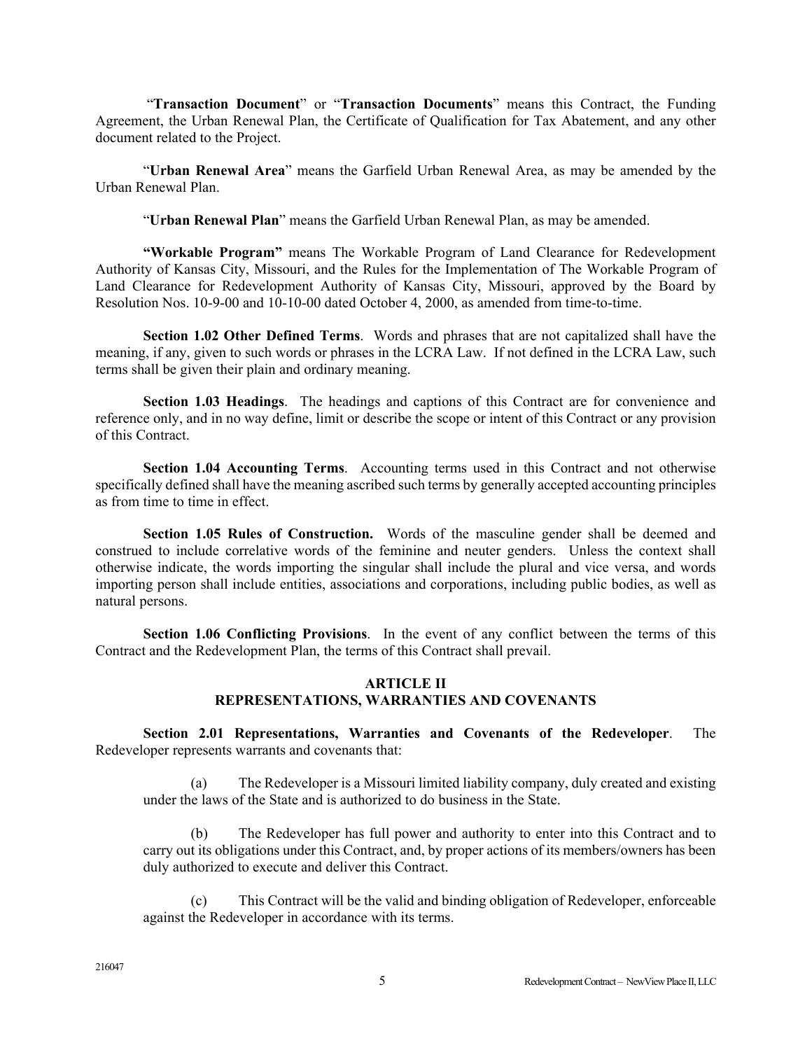"**Transaction Document**" or "**Transaction Documents**" means this Contract, the Funding Agreement, the Urban Renewal Plan, the Certificate of Qualification for Tax Abatement, and any other document related to the Project.

"**Urban Renewal Area**" means the Garfield Urban Renewal Area, as may be amended by the Urban Renewal Plan.

"**Urban Renewal Plan**" means the Garfield Urban Renewal Plan, as may be amended.

**"Workable Program"** means The Workable Program of Land Clearance for Redevelopment Authority of Kansas City, Missouri, and the Rules for the Implementation of The Workable Program of Land Clearance for Redevelopment Authority of Kansas City, Missouri, approved by the Board by Resolution Nos. 10-9-00 and 10-10-00 dated October 4, 2000, as amended from time-to-time.

**Section 1.02 Other Defined Terms**. Words and phrases that are not capitalized shall have the meaning, if any, given to such words or phrases in the LCRA Law. If not defined in the LCRA Law, such terms shall be given their plain and ordinary meaning.

**Section 1.03 Headings**. The headings and captions of this Contract are for convenience and reference only, and in no way define, limit or describe the scope or intent of this Contract or any provision of this Contract.

**Section 1.04 Accounting Terms**. Accounting terms used in this Contract and not otherwise specifically defined shall have the meaning ascribed such terms by generally accepted accounting principles as from time to time in effect.

**Section 1.05 Rules of Construction.** Words of the masculine gender shall be deemed and construed to include correlative words of the feminine and neuter genders. Unless the context shall otherwise indicate, the words importing the singular shall include the plural and vice versa, and words importing person shall include entities, associations and corporations, including public bodies, as well as natural persons.

**Section 1.06 Conflicting Provisions**. In the event of any conflict between the terms of this Contract and the Redevelopment Plan, the terms of this Contract shall prevail.

## ARTICLE II
## REPRESENTATIONS, WARRANTIES AND COVENANTS

**Section 2.01 Representations, Warranties and Covenants of the Redeveloper**. The Redeveloper represents warrants and covenants that:

(a) The Redeveloper is a Missouri limited liability company, duly created and existing under the laws of the State and is authorized to do business in the State.

(b) The Redeveloper has full power and authority to enter into this Contract and to carry out its obligations under this Contract, and, by proper actions of its members/owners has been duly authorized to execute and deliver this Contract.

(c) This Contract will be the valid and binding obligation of Redeveloper, enforceable against the Redeveloper in accordance with its terms.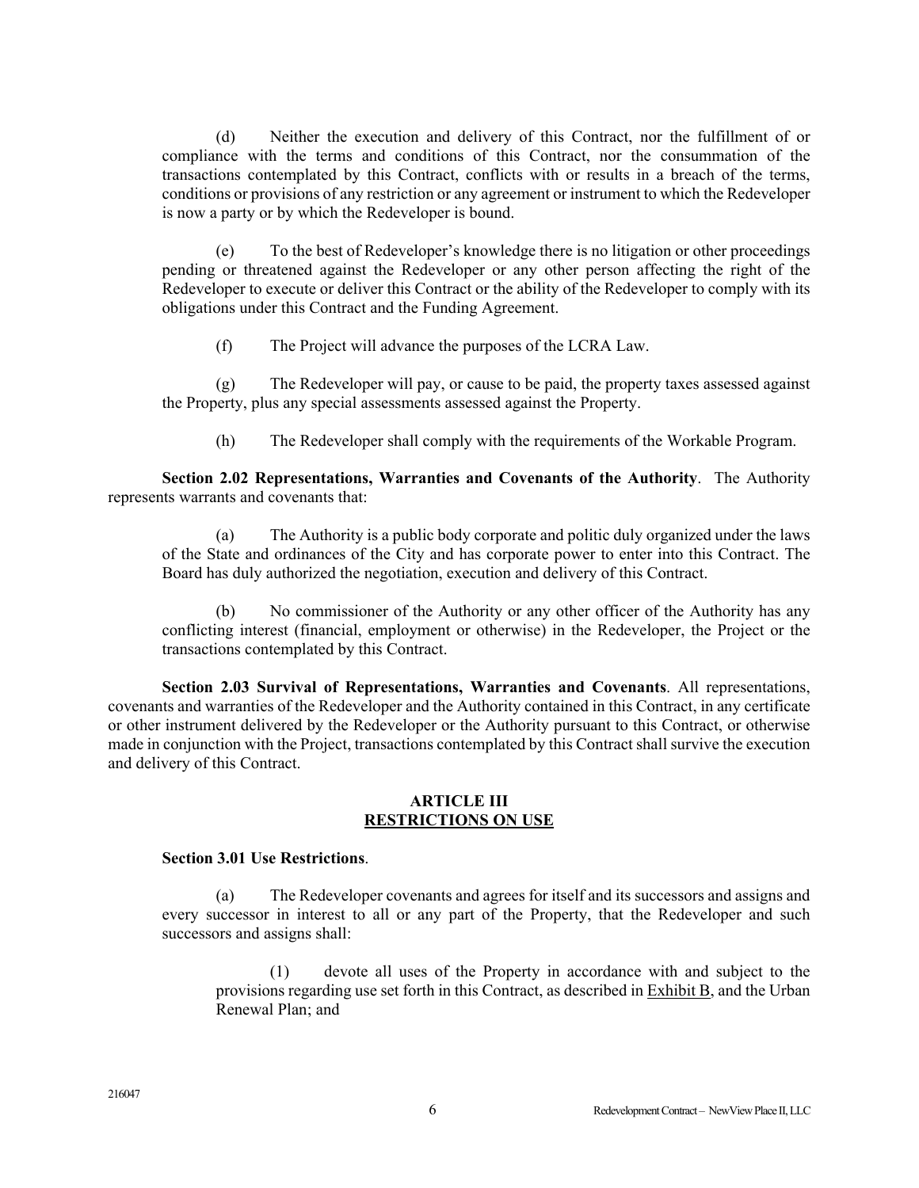(d) Neither the execution and delivery of this Contract, nor the fulfillment of or compliance with the terms and conditions of this Contract, nor the consummation of the transactions contemplated by this Contract, conflicts with or results in a breach of the terms, conditions or provisions of any restriction or any agreement or instrument to which the Redeveloper is now a party or by which the Redeveloper is bound.

(e) To the best of Redeveloper's knowledge there is no litigation or other proceedings pending or threatened against the Redeveloper or any other person affecting the right of the Redeveloper to execute or deliver this Contract or the ability of the Redeveloper to comply with its obligations under this Contract and the Funding Agreement.

(f) The Project will advance the purposes of the LCRA Law.

(g) The Redeveloper will pay, or cause to be paid, the property taxes assessed against the Property, plus any special assessments assessed against the Property.

(h) The Redeveloper shall comply with the requirements of the Workable Program.

**Section 2.02 Representations, Warranties and Covenants of the Authority**. The Authority represents warrants and covenants that:

(a) The Authority is a public body corporate and politic duly organized under the laws of the State and ordinances of the City and has corporate power to enter into this Contract. The Board has duly authorized the negotiation, execution and delivery of this Contract.

(b) No commissioner of the Authority or any other officer of the Authority has any conflicting interest (financial, employment or otherwise) in the Redeveloper, the Project or the transactions contemplated by this Contract.

**Section 2.03 Survival of Representations, Warranties and Covenants**. All representations, covenants and warranties of the Redeveloper and the Authority contained in this Contract, in any certificate or other instrument delivered by the Redeveloper or the Authority pursuant to this Contract, or otherwise made in conjunction with the Project, transactions contemplated by this Contract shall survive the execution and delivery of this Contract.

## ARTICLE III
## RESTRICTIONS ON USE

**Section 3.01 Use Restrictions**.

(a) The Redeveloper covenants and agrees for itself and its successors and assigns and every successor in interest to all or any part of the Property, that the Redeveloper and such successors and assigns shall:

(1) devote all uses of the Property in accordance with and subject to the provisions regarding use set forth in this Contract, as described in Exhibit B, and the Urban Renewal Plan; and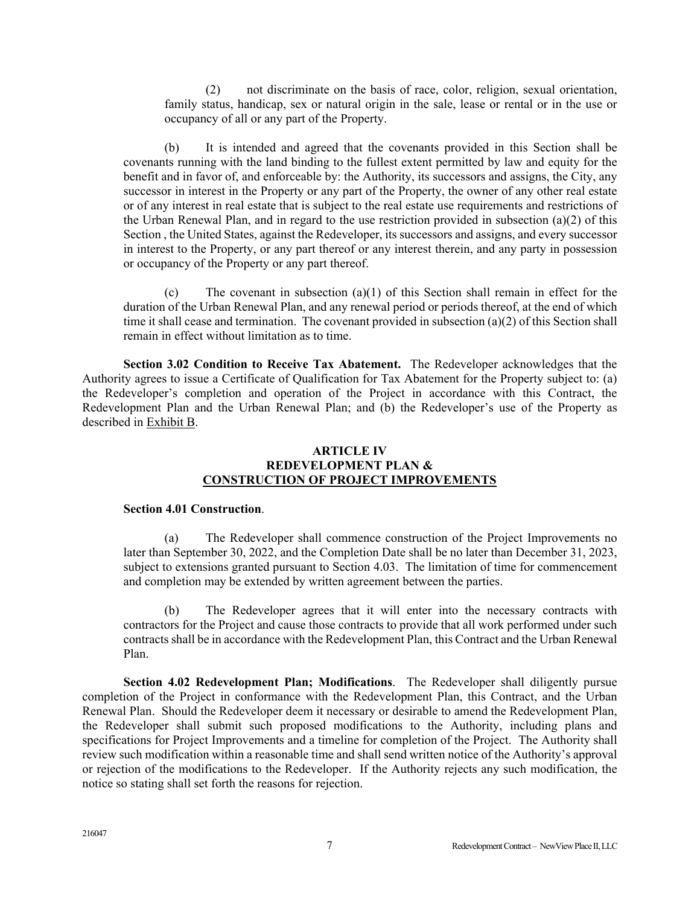(2) not discriminate on the basis of race, color, religion, sexual orientation, family status, handicap, sex or natural origin in the sale, lease or rental or in the use or occupancy of all or any part of the Property.

(b) It is intended and agreed that the covenants provided in this Section shall be covenants running with the land binding to the fullest extent permitted by law and equity for the benefit and in favor of, and enforceable by: the Authority, its successors and assigns, the City, any successor in interest in the Property or any part of the Property, the owner of any other real estate or of any interest in real estate that is subject to the real estate use requirements and restrictions of the Urban Renewal Plan, and in regard to the use restriction provided in subsection (a)(2) of this Section , the United States, against the Redeveloper, its successors and assigns, and every successor in interest to the Property, or any part thereof or any interest therein, and any party in possession or occupancy of the Property or any part thereof.

(c) The covenant in subsection (a)(1) of this Section shall remain in effect for the duration of the Urban Renewal Plan, and any renewal period or periods thereof, at the end of which time it shall cease and termination. The covenant provided in subsection (a)(2) of this Section shall remain in effect without limitation as to time.

**Section 3.02 Condition to Receive Tax Abatement.** The Redeveloper acknowledges that the Authority agrees to issue a Certificate of Qualification for Tax Abatement for the Property subject to: (a) the Redeveloper's completion and operation of the Project in accordance with this Contract, the Redevelopment Plan and the Urban Renewal Plan; and (b) the Redeveloper's use of the Property as described in Exhibit B.

## ARTICLE IV
## REDEVELOPMENT PLAN &
## CONSTRUCTION OF PROJECT IMPROVEMENTS

**Section 4.01 Construction**.

(a) The Redeveloper shall commence construction of the Project Improvements no later than September 30, 2022, and the Completion Date shall be no later than December 31, 2023, subject to extensions granted pursuant to Section 4.03. The limitation of time for commencement and completion may be extended by written agreement between the parties.

(b) The Redeveloper agrees that it will enter into the necessary contracts with contractors for the Project and cause those contracts to provide that all work performed under such contracts shall be in accordance with the Redevelopment Plan, this Contract and the Urban Renewal Plan.

**Section 4.02 Redevelopment Plan; Modifications**. The Redeveloper shall diligently pursue completion of the Project in conformance with the Redevelopment Plan, this Contract, and the Urban Renewal Plan. Should the Redeveloper deem it necessary or desirable to amend the Redevelopment Plan, the Redeveloper shall submit such proposed modifications to the Authority, including plans and specifications for Project Improvements and a timeline for completion of the Project. The Authority shall review such modification within a reasonable time and shall send written notice of the Authority's approval or rejection of the modifications to the Redeveloper. If the Authority rejects any such modification, the notice so stating shall set forth the reasons for rejection.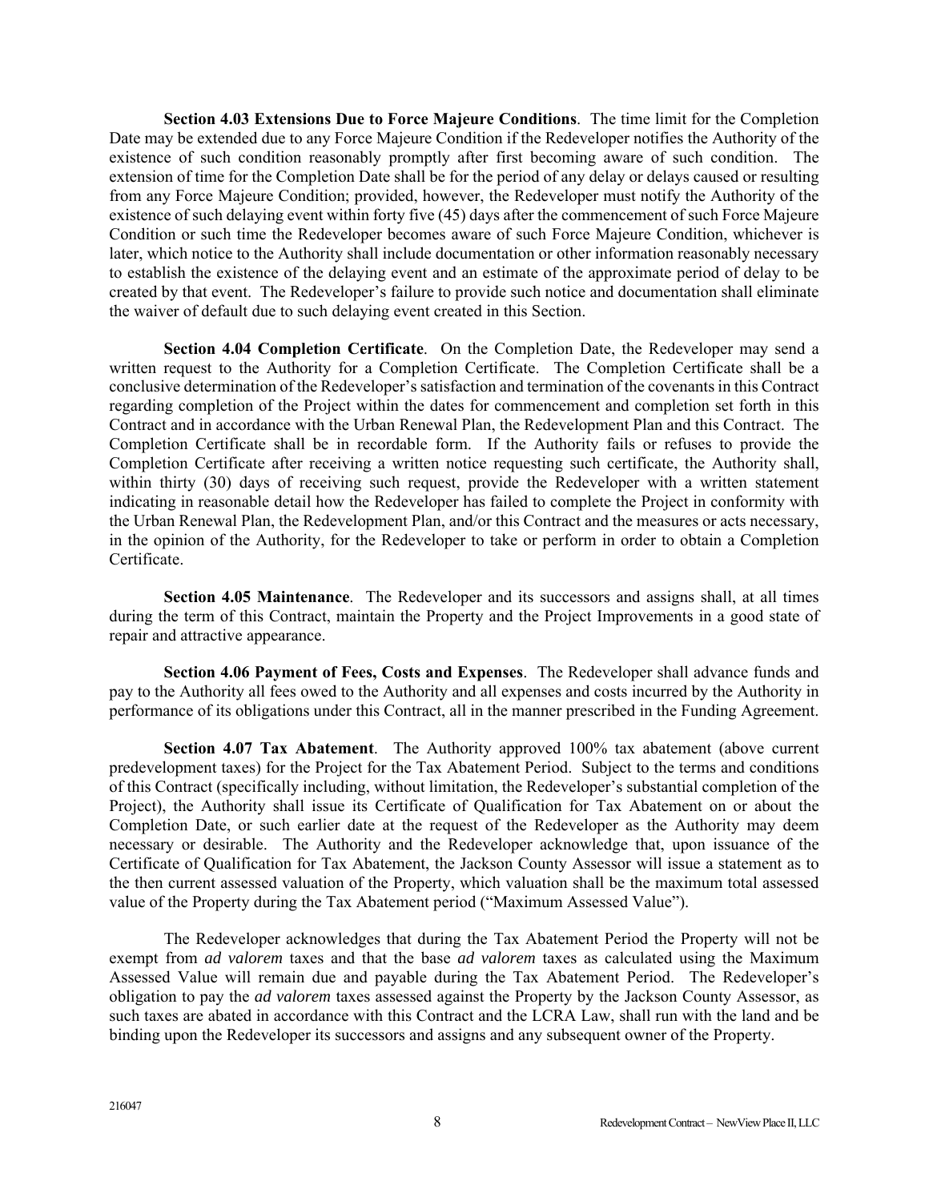**Section 4.03 Extensions Due to Force Majeure Conditions**. The time limit for the Completion Date may be extended due to any Force Majeure Condition if the Redeveloper notifies the Authority of the existence of such condition reasonably promptly after first becoming aware of such condition. The extension of time for the Completion Date shall be for the period of any delay or delays caused or resulting from any Force Majeure Condition; provided, however, the Redeveloper must notify the Authority of the existence of such delaying event within forty five (45) days after the commencement of such Force Majeure Condition or such time the Redeveloper becomes aware of such Force Majeure Condition, whichever is later, which notice to the Authority shall include documentation or other information reasonably necessary to establish the existence of the delaying event and an estimate of the approximate period of delay to be created by that event. The Redeveloper's failure to provide such notice and documentation shall eliminate the waiver of default due to such delaying event created in this Section.

**Section 4.04 Completion Certificate**. On the Completion Date, the Redeveloper may send a written request to the Authority for a Completion Certificate. The Completion Certificate shall be a conclusive determination of the Redeveloper's satisfaction and termination of the covenants in this Contract regarding completion of the Project within the dates for commencement and completion set forth in this Contract and in accordance with the Urban Renewal Plan, the Redevelopment Plan and this Contract. The Completion Certificate shall be in recordable form. If the Authority fails or refuses to provide the Completion Certificate after receiving a written notice requesting such certificate, the Authority shall, within thirty (30) days of receiving such request, provide the Redeveloper with a written statement indicating in reasonable detail how the Redeveloper has failed to complete the Project in conformity with the Urban Renewal Plan, the Redevelopment Plan, and/or this Contract and the measures or acts necessary, in the opinion of the Authority, for the Redeveloper to take or perform in order to obtain a Completion Certificate.

**Section 4.05 Maintenance**. The Redeveloper and its successors and assigns shall, at all times during the term of this Contract, maintain the Property and the Project Improvements in a good state of repair and attractive appearance.

**Section 4.06 Payment of Fees, Costs and Expenses**. The Redeveloper shall advance funds and pay to the Authority all fees owed to the Authority and all expenses and costs incurred by the Authority in performance of its obligations under this Contract, all in the manner prescribed in the Funding Agreement.

**Section 4.07 Tax Abatement**. The Authority approved 100% tax abatement (above current predevelopment taxes) for the Project for the Tax Abatement Period. Subject to the terms and conditions of this Contract (specifically including, without limitation, the Redeveloper's substantial completion of the Project), the Authority shall issue its Certificate of Qualification for Tax Abatement on or about the Completion Date, or such earlier date at the request of the Redeveloper as the Authority may deem necessary or desirable. The Authority and the Redeveloper acknowledge that, upon issuance of the Certificate of Qualification for Tax Abatement, the Jackson County Assessor will issue a statement as to the then current assessed valuation of the Property, which valuation shall be the maximum total assessed value of the Property during the Tax Abatement period ("Maximum Assessed Value").

The Redeveloper acknowledges that during the Tax Abatement Period the Property will not be exempt from *ad valorem* taxes and that the base *ad valorem* taxes as calculated using the Maximum Assessed Value will remain due and payable during the Tax Abatement Period. The Redeveloper's obligation to pay the *ad valorem* taxes assessed against the Property by the Jackson County Assessor, as such taxes are abated in accordance with this Contract and the LCRA Law, shall run with the land and be binding upon the Redeveloper its successors and assigns and any subsequent owner of the Property.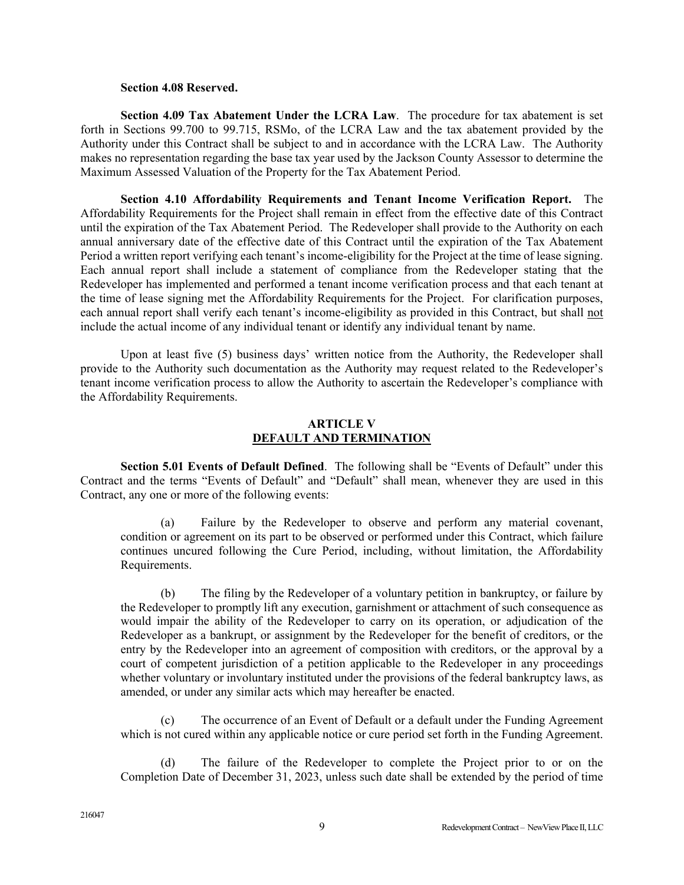**Section 4.08 Reserved.**

**Section 4.09 Tax Abatement Under the LCRA Law**. The procedure for tax abatement is set forth in Sections 99.700 to 99.715, RSMo, of the LCRA Law and the tax abatement provided by the Authority under this Contract shall be subject to and in accordance with the LCRA Law. The Authority makes no representation regarding the base tax year used by the Jackson County Assessor to determine the Maximum Assessed Valuation of the Property for the Tax Abatement Period.

**Section 4.10 Affordability Requirements and Tenant Income Verification Report.** The Affordability Requirements for the Project shall remain in effect from the effective date of this Contract until the expiration of the Tax Abatement Period. The Redeveloper shall provide to the Authority on each annual anniversary date of the effective date of this Contract until the expiration of the Tax Abatement Period a written report verifying each tenant's income-eligibility for the Project at the time of lease signing. Each annual report shall include a statement of compliance from the Redeveloper stating that the Redeveloper has implemented and performed a tenant income verification process and that each tenant at the time of lease signing met the Affordability Requirements for the Project. For clarification purposes, each annual report shall verify each tenant's income-eligibility as provided in this Contract, but shall not include the actual income of any individual tenant or identify any individual tenant by name.

Upon at least five (5) business days' written notice from the Authority, the Redeveloper shall provide to the Authority such documentation as the Authority may request related to the Redeveloper's tenant income verification process to allow the Authority to ascertain the Redeveloper's compliance with the Affordability Requirements.

## ARTICLE V
## DEFAULT AND TERMINATION

**Section 5.01 Events of Default Defined**. The following shall be "Events of Default" under this Contract and the terms "Events of Default" and "Default" shall mean, whenever they are used in this Contract, any one or more of the following events:

(a) Failure by the Redeveloper to observe and perform any material covenant, condition or agreement on its part to be observed or performed under this Contract, which failure continues uncured following the Cure Period, including, without limitation, the Affordability Requirements.

(b) The filing by the Redeveloper of a voluntary petition in bankruptcy, or failure by the Redeveloper to promptly lift any execution, garnishment or attachment of such consequence as would impair the ability of the Redeveloper to carry on its operation, or adjudication of the Redeveloper as a bankrupt, or assignment by the Redeveloper for the benefit of creditors, or the entry by the Redeveloper into an agreement of composition with creditors, or the approval by a court of competent jurisdiction of a petition applicable to the Redeveloper in any proceedings whether voluntary or involuntary instituted under the provisions of the federal bankruptcy laws, as amended, or under any similar acts which may hereafter be enacted.

(c) The occurrence of an Event of Default or a default under the Funding Agreement which is not cured within any applicable notice or cure period set forth in the Funding Agreement.

(d) The failure of the Redeveloper to complete the Project prior to or on the Completion Date of December 31, 2023, unless such date shall be extended by the period of time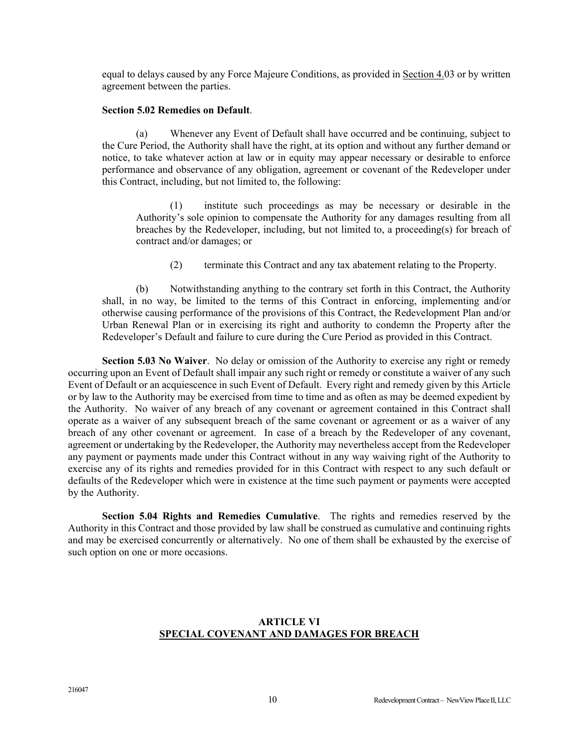equal to delays caused by any Force Majeure Conditions, as provided in Section 4.03 or by written agreement between the parties.

**Section 5.02 Remedies on Default**.

(a) Whenever any Event of Default shall have occurred and be continuing, subject to the Cure Period, the Authority shall have the right, at its option and without any further demand or notice, to take whatever action at law or in equity may appear necessary or desirable to enforce performance and observance of any obligation, agreement or covenant of the Redeveloper under this Contract, including, but not limited to, the following:

(1) institute such proceedings as may be necessary or desirable in the Authority's sole opinion to compensate the Authority for any damages resulting from all breaches by the Redeveloper, including, but not limited to, a proceeding(s) for breach of contract and/or damages; or

(2) terminate this Contract and any tax abatement relating to the Property.

(b) Notwithstanding anything to the contrary set forth in this Contract, the Authority shall, in no way, be limited to the terms of this Contract in enforcing, implementing and/or otherwise causing performance of the provisions of this Contract, the Redevelopment Plan and/or Urban Renewal Plan or in exercising its right and authority to condemn the Property after the Redeveloper's Default and failure to cure during the Cure Period as provided in this Contract.

**Section 5.03 No Waiver**. No delay or omission of the Authority to exercise any right or remedy occurring upon an Event of Default shall impair any such right or remedy or constitute a waiver of any such Event of Default or an acquiescence in such Event of Default. Every right and remedy given by this Article or by law to the Authority may be exercised from time to time and as often as may be deemed expedient by the Authority. No waiver of any breach of any covenant or agreement contained in this Contract shall operate as a waiver of any subsequent breach of the same covenant or agreement or as a waiver of any breach of any other covenant or agreement. In case of a breach by the Redeveloper of any covenant, agreement or undertaking by the Redeveloper, the Authority may nevertheless accept from the Redeveloper any payment or payments made under this Contract without in any way waiving right of the Authority to exercise any of its rights and remedies provided for in this Contract with respect to any such default or defaults of the Redeveloper which were in existence at the time such payment or payments were accepted by the Authority.

**Section 5.04 Rights and Remedies Cumulative**. The rights and remedies reserved by the Authority in this Contract and those provided by law shall be construed as cumulative and continuing rights and may be exercised concurrently or alternatively. No one of them shall be exhausted by the exercise of such option on one or more occasions.

## ARTICLE VI
## SPECIAL COVENANT AND DAMAGES FOR BREACH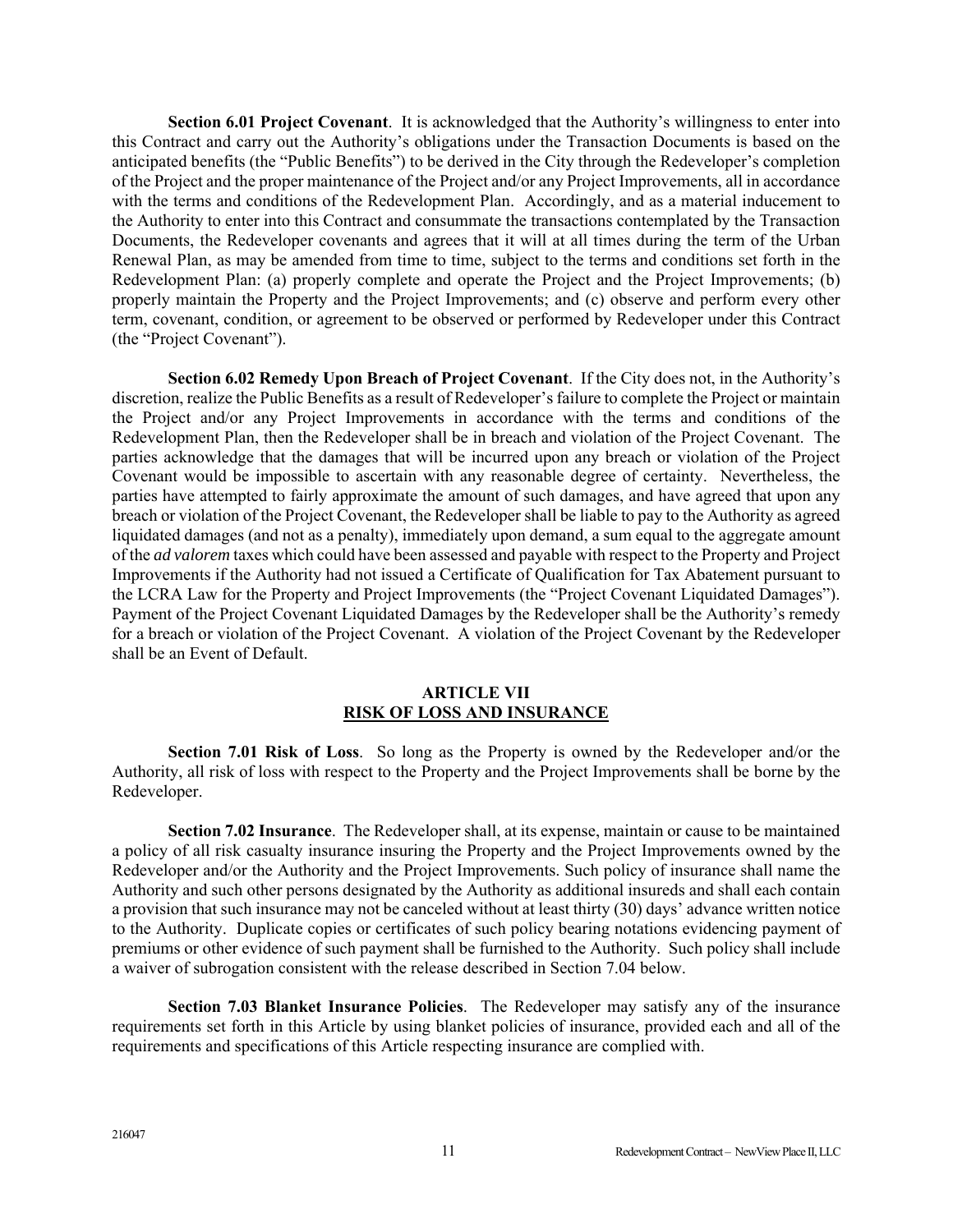**Section 6.01 Project Covenant**. It is acknowledged that the Authority's willingness to enter into this Contract and carry out the Authority's obligations under the Transaction Documents is based on the anticipated benefits (the "Public Benefits") to be derived in the City through the Redeveloper's completion of the Project and the proper maintenance of the Project and/or any Project Improvements, all in accordance with the terms and conditions of the Redevelopment Plan. Accordingly, and as a material inducement to the Authority to enter into this Contract and consummate the transactions contemplated by the Transaction Documents, the Redeveloper covenants and agrees that it will at all times during the term of the Urban Renewal Plan, as may be amended from time to time, subject to the terms and conditions set forth in the Redevelopment Plan: (a) properly complete and operate the Project and the Project Improvements; (b) properly maintain the Property and the Project Improvements; and (c) observe and perform every other term, covenant, condition, or agreement to be observed or performed by Redeveloper under this Contract (the "Project Covenant").

**Section 6.02 Remedy Upon Breach of Project Covenant**. If the City does not, in the Authority's discretion, realize the Public Benefits as a result of Redeveloper's failure to complete the Project or maintain the Project and/or any Project Improvements in accordance with the terms and conditions of the Redevelopment Plan, then the Redeveloper shall be in breach and violation of the Project Covenant. The parties acknowledge that the damages that will be incurred upon any breach or violation of the Project Covenant would be impossible to ascertain with any reasonable degree of certainty. Nevertheless, the parties have attempted to fairly approximate the amount of such damages, and have agreed that upon any breach or violation of the Project Covenant, the Redeveloper shall be liable to pay to the Authority as agreed liquidated damages (and not as a penalty), immediately upon demand, a sum equal to the aggregate amount of the *ad valorem* taxes which could have been assessed and payable with respect to the Property and Project Improvements if the Authority had not issued a Certificate of Qualification for Tax Abatement pursuant to the LCRA Law for the Property and Project Improvements (the "Project Covenant Liquidated Damages"). Payment of the Project Covenant Liquidated Damages by the Redeveloper shall be the Authority's remedy for a breach or violation of the Project Covenant. A violation of the Project Covenant by the Redeveloper shall be an Event of Default.

## ARTICLE VII
## RISK OF LOSS AND INSURANCE

**Section 7.01 Risk of Loss**. So long as the Property is owned by the Redeveloper and/or the Authority, all risk of loss with respect to the Property and the Project Improvements shall be borne by the Redeveloper.

**Section 7.02 Insurance**. The Redeveloper shall, at its expense, maintain or cause to be maintained a policy of all risk casualty insurance insuring the Property and the Project Improvements owned by the Redeveloper and/or the Authority and the Project Improvements. Such policy of insurance shall name the Authority and such other persons designated by the Authority as additional insureds and shall each contain a provision that such insurance may not be canceled without at least thirty (30) days' advance written notice to the Authority. Duplicate copies or certificates of such policy bearing notations evidencing payment of premiums or other evidence of such payment shall be furnished to the Authority. Such policy shall include a waiver of subrogation consistent with the release described in Section 7.04 below.

**Section 7.03 Blanket Insurance Policies**. The Redeveloper may satisfy any of the insurance requirements set forth in this Article by using blanket policies of insurance, provided each and all of the requirements and specifications of this Article respecting insurance are complied with.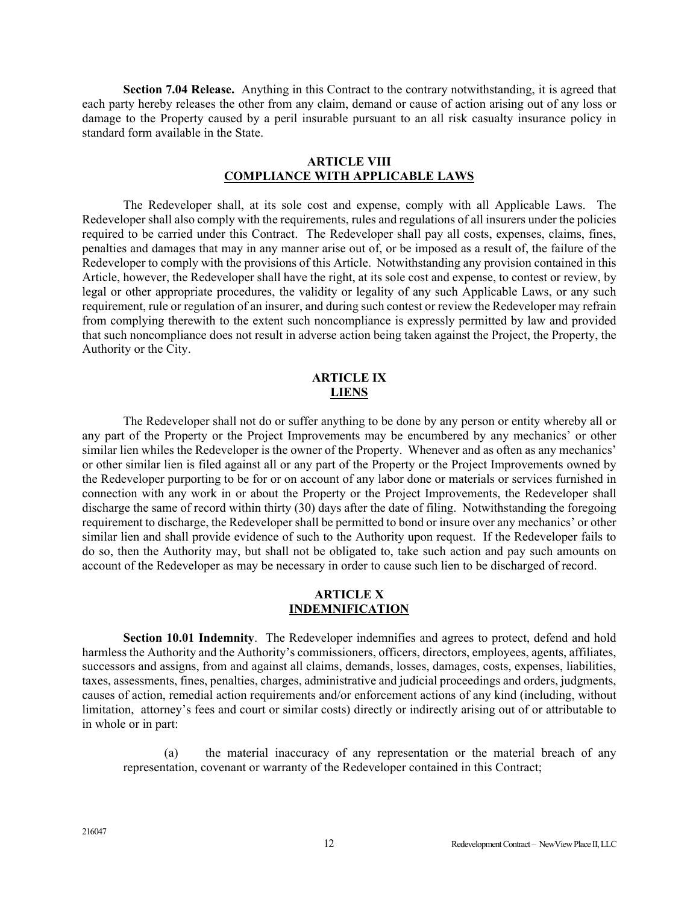**Section 7.04 Release.** Anything in this Contract to the contrary notwithstanding, it is agreed that each party hereby releases the other from any claim, demand or cause of action arising out of any loss or damage to the Property caused by a peril insurable pursuant to an all risk casualty insurance policy in standard form available in the State.

## ARTICLE VIII
## COMPLIANCE WITH APPLICABLE LAWS

The Redeveloper shall, at its sole cost and expense, comply with all Applicable Laws. The Redeveloper shall also comply with the requirements, rules and regulations of all insurers under the policies required to be carried under this Contract. The Redeveloper shall pay all costs, expenses, claims, fines, penalties and damages that may in any manner arise out of, or be imposed as a result of, the failure of the Redeveloper to comply with the provisions of this Article. Notwithstanding any provision contained in this Article, however, the Redeveloper shall have the right, at its sole cost and expense, to contest or review, by legal or other appropriate procedures, the validity or legality of any such Applicable Laws, or any such requirement, rule or regulation of an insurer, and during such contest or review the Redeveloper may refrain from complying therewith to the extent such noncompliance is expressly permitted by law and provided that such noncompliance does not result in adverse action being taken against the Project, the Property, the Authority or the City.

## ARTICLE IX
## LIENS

The Redeveloper shall not do or suffer anything to be done by any person or entity whereby all or any part of the Property or the Project Improvements may be encumbered by any mechanics' or other similar lien whiles the Redeveloper is the owner of the Property. Whenever and as often as any mechanics' or other similar lien is filed against all or any part of the Property or the Project Improvements owned by the Redeveloper purporting to be for or on account of any labor done or materials or services furnished in connection with any work in or about the Property or the Project Improvements, the Redeveloper shall discharge the same of record within thirty (30) days after the date of filing. Notwithstanding the foregoing requirement to discharge, the Redeveloper shall be permitted to bond or insure over any mechanics' or other similar lien and shall provide evidence of such to the Authority upon request. If the Redeveloper fails to do so, then the Authority may, but shall not be obligated to, take such action and pay such amounts on account of the Redeveloper as may be necessary in order to cause such lien to be discharged of record.

## ARTICLE X
## INDEMNIFICATION

**Section 10.01 Indemnity**. The Redeveloper indemnifies and agrees to protect, defend and hold harmless the Authority and the Authority's commissioners, officers, directors, employees, agents, affiliates, successors and assigns, from and against all claims, demands, losses, damages, costs, expenses, liabilities, taxes, assessments, fines, penalties, charges, administrative and judicial proceedings and orders, judgments, causes of action, remedial action requirements and/or enforcement actions of any kind (including, without limitation, attorney's fees and court or similar costs) directly or indirectly arising out of or attributable to in whole or in part:

(a) the material inaccuracy of any representation or the material breach of any representation, covenant or warranty of the Redeveloper contained in this Contract;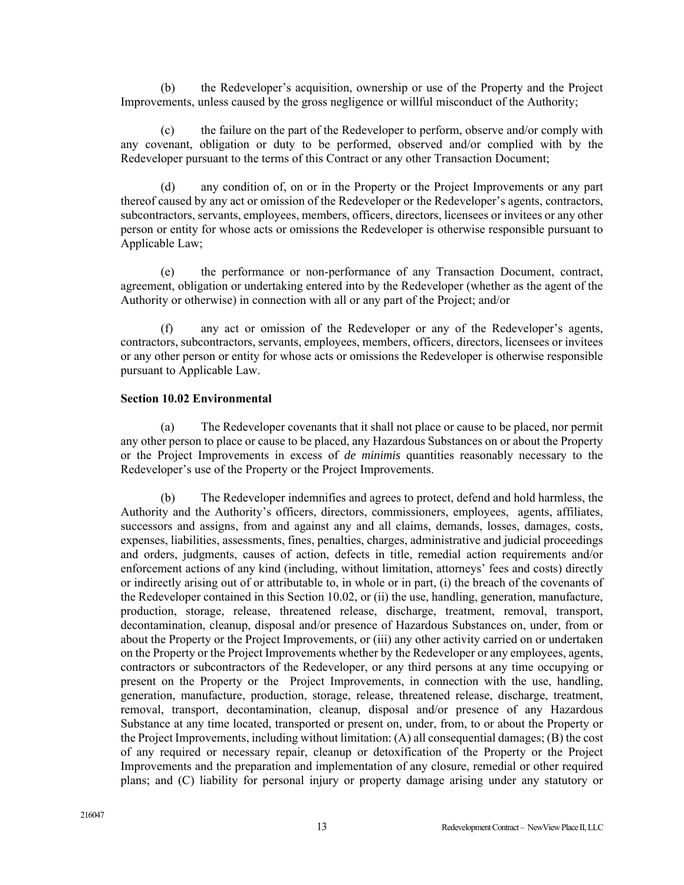(b) the Redeveloper's acquisition, ownership or use of the Property and the Project Improvements, unless caused by the gross negligence or willful misconduct of the Authority;

(c) the failure on the part of the Redeveloper to perform, observe and/or comply with any covenant, obligation or duty to be performed, observed and/or complied with by the Redeveloper pursuant to the terms of this Contract or any other Transaction Document;

(d) any condition of, on or in the Property or the Project Improvements or any part thereof caused by any act or omission of the Redeveloper or the Redeveloper's agents, contractors, subcontractors, servants, employees, members, officers, directors, licensees or invitees or any other person or entity for whose acts or omissions the Redeveloper is otherwise responsible pursuant to Applicable Law;

(e) the performance or non-performance of any Transaction Document, contract, agreement, obligation or undertaking entered into by the Redeveloper (whether as the agent of the Authority or otherwise) in connection with all or any part of the Project; and/or

(f) any act or omission of the Redeveloper or any of the Redeveloper's agents, contractors, subcontractors, servants, employees, members, officers, directors, licensees or invitees or any other person or entity for whose acts or omissions the Redeveloper is otherwise responsible pursuant to Applicable Law.

**Section 10.02 Environmental**

(a) The Redeveloper covenants that it shall not place or cause to be placed, nor permit any other person to place or cause to be placed, any Hazardous Substances on or about the Property or the Project Improvements in excess of *de minimis* quantities reasonably necessary to the Redeveloper's use of the Property or the Project Improvements.

(b) The Redeveloper indemnifies and agrees to protect, defend and hold harmless, the Authority and the Authority's officers, directors, commissioners, employees, agents, affiliates, successors and assigns, from and against any and all claims, demands, losses, damages, costs, expenses, liabilities, assessments, fines, penalties, charges, administrative and judicial proceedings and orders, judgments, causes of action, defects in title, remedial action requirements and/or enforcement actions of any kind (including, without limitation, attorneys' fees and costs) directly or indirectly arising out of or attributable to, in whole or in part, (i) the breach of the covenants of the Redeveloper contained in this Section 10.02, or (ii) the use, handling, generation, manufacture, production, storage, release, threatened release, discharge, treatment, removal, transport, decontamination, cleanup, disposal and/or presence of Hazardous Substances on, under, from or about the Property or the Project Improvements, or (iii) any other activity carried on or undertaken on the Property or the Project Improvements whether by the Redeveloper or any employees, agents, contractors or subcontractors of the Redeveloper, or any third persons at any time occupying or present on the Property or the Project Improvements, in connection with the use, handling, generation, manufacture, production, storage, release, threatened release, discharge, treatment, removal, transport, decontamination, cleanup, disposal and/or presence of any Hazardous Substance at any time located, transported or present on, under, from, to or about the Property or the Project Improvements, including without limitation: (A) all consequential damages; (B) the cost of any required or necessary repair, cleanup or detoxification of the Property or the Project Improvements and the preparation and implementation of any closure, remedial or other required plans; and (C) liability for personal injury or property damage arising under any statutory or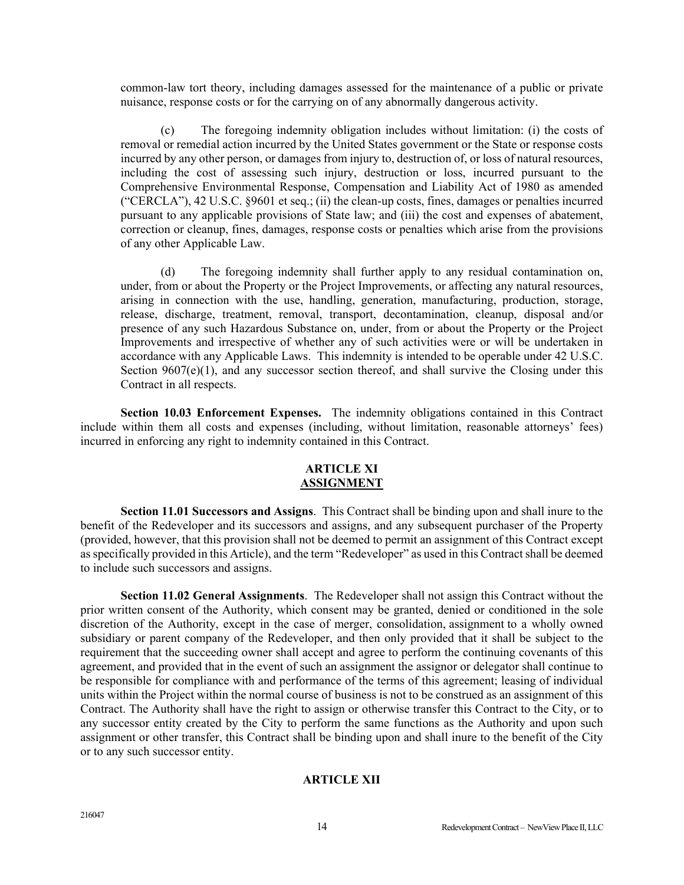common-law tort theory, including damages assessed for the maintenance of a public or private nuisance, response costs or for the carrying on of any abnormally dangerous activity.

(c) The foregoing indemnity obligation includes without limitation: (i) the costs of removal or remedial action incurred by the United States government or the State or response costs incurred by any other person, or damages from injury to, destruction of, or loss of natural resources, including the cost of assessing such injury, destruction or loss, incurred pursuant to the Comprehensive Environmental Response, Compensation and Liability Act of 1980 as amended ("CERCLA"), 42 U.S.C. §9601 et seq.; (ii) the clean-up costs, fines, damages or penalties incurred pursuant to any applicable provisions of State law; and (iii) the cost and expenses of abatement, correction or cleanup, fines, damages, response costs or penalties which arise from the provisions of any other Applicable Law.

(d) The foregoing indemnity shall further apply to any residual contamination on, under, from or about the Property or the Project Improvements, or affecting any natural resources, arising in connection with the use, handling, generation, manufacturing, production, storage, release, discharge, treatment, removal, transport, decontamination, cleanup, disposal and/or presence of any such Hazardous Substance on, under, from or about the Property or the Project Improvements and irrespective of whether any of such activities were or will be undertaken in accordance with any Applicable Laws. This indemnity is intended to be operable under 42 U.S.C. Section 9607(e)(1), and any successor section thereof, and shall survive the Closing under this Contract in all respects.

**Section 10.03 Enforcement Expenses.** The indemnity obligations contained in this Contract include within them all costs and expenses (including, without limitation, reasonable attorneys' fees) incurred in enforcing any right to indemnity contained in this Contract.

## ARTICLE XI
## ASSIGNMENT

**Section 11.01 Successors and Assigns**. This Contract shall be binding upon and shall inure to the benefit of the Redeveloper and its successors and assigns, and any subsequent purchaser of the Property (provided, however, that this provision shall not be deemed to permit an assignment of this Contract except as specifically provided in this Article), and the term "Redeveloper" as used in this Contract shall be deemed to include such successors and assigns.

**Section 11.02 General Assignments**. The Redeveloper shall not assign this Contract without the prior written consent of the Authority, which consent may be granted, denied or conditioned in the sole discretion of the Authority, except in the case of merger, consolidation, assignment to a wholly owned subsidiary or parent company of the Redeveloper, and then only provided that it shall be subject to the requirement that the succeeding owner shall accept and agree to perform the continuing covenants of this agreement, and provided that in the event of such an assignment the assignor or delegator shall continue to be responsible for compliance with and performance of the terms of this agreement; leasing of individual units within the Project within the normal course of business is not to be construed as an assignment of this Contract. The Authority shall have the right to assign or otherwise transfer this Contract to the City, or to any successor entity created by the City to perform the same functions as the Authority and upon such assignment or other transfer, this Contract shall be binding upon and shall inure to the benefit of the City or to any such successor entity.

## ARTICLE XII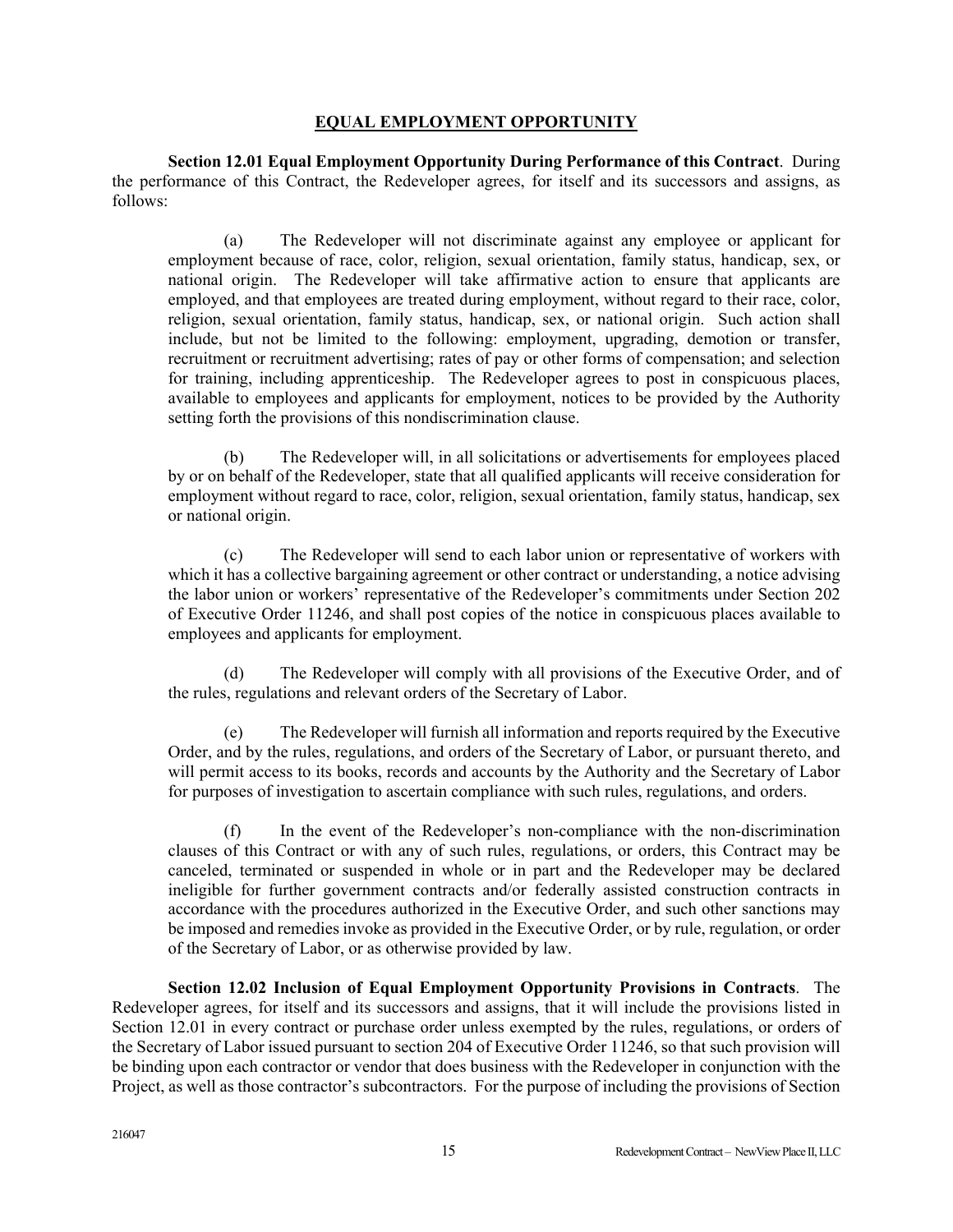## EQUAL EMPLOYMENT OPPORTUNITY

**Section 12.01 Equal Employment Opportunity During Performance of this Contract**. During the performance of this Contract, the Redeveloper agrees, for itself and its successors and assigns, as follows:

(a) The Redeveloper will not discriminate against any employee or applicant for employment because of race, color, religion, sexual orientation, family status, handicap, sex, or national origin. The Redeveloper will take affirmative action to ensure that applicants are employed, and that employees are treated during employment, without regard to their race, color, religion, sexual orientation, family status, handicap, sex, or national origin. Such action shall include, but not be limited to the following: employment, upgrading, demotion or transfer, recruitment or recruitment advertising; rates of pay or other forms of compensation; and selection for training, including apprenticeship. The Redeveloper agrees to post in conspicuous places, available to employees and applicants for employment, notices to be provided by the Authority setting forth the provisions of this nondiscrimination clause.

(b) The Redeveloper will, in all solicitations or advertisements for employees placed by or on behalf of the Redeveloper, state that all qualified applicants will receive consideration for employment without regard to race, color, religion, sexual orientation, family status, handicap, sex or national origin.

(c) The Redeveloper will send to each labor union or representative of workers with which it has a collective bargaining agreement or other contract or understanding, a notice advising the labor union or workers' representative of the Redeveloper's commitments under Section 202 of Executive Order 11246, and shall post copies of the notice in conspicuous places available to employees and applicants for employment.

(d) The Redeveloper will comply with all provisions of the Executive Order, and of the rules, regulations and relevant orders of the Secretary of Labor.

(e) The Redeveloper will furnish all information and reports required by the Executive Order, and by the rules, regulations, and orders of the Secretary of Labor, or pursuant thereto, and will permit access to its books, records and accounts by the Authority and the Secretary of Labor for purposes of investigation to ascertain compliance with such rules, regulations, and orders.

(f) In the event of the Redeveloper's non-compliance with the non-discrimination clauses of this Contract or with any of such rules, regulations, or orders, this Contract may be canceled, terminated or suspended in whole or in part and the Redeveloper may be declared ineligible for further government contracts and/or federally assisted construction contracts in accordance with the procedures authorized in the Executive Order, and such other sanctions may be imposed and remedies invoke as provided in the Executive Order, or by rule, regulation, or order of the Secretary of Labor, or as otherwise provided by law.

**Section 12.02 Inclusion of Equal Employment Opportunity Provisions in Contracts**. The Redeveloper agrees, for itself and its successors and assigns, that it will include the provisions listed in Section 12.01 in every contract or purchase order unless exempted by the rules, regulations, or orders of the Secretary of Labor issued pursuant to section 204 of Executive Order 11246, so that such provision will be binding upon each contractor or vendor that does business with the Redeveloper in conjunction with the Project, as well as those contractor's subcontractors. For the purpose of including the provisions of Section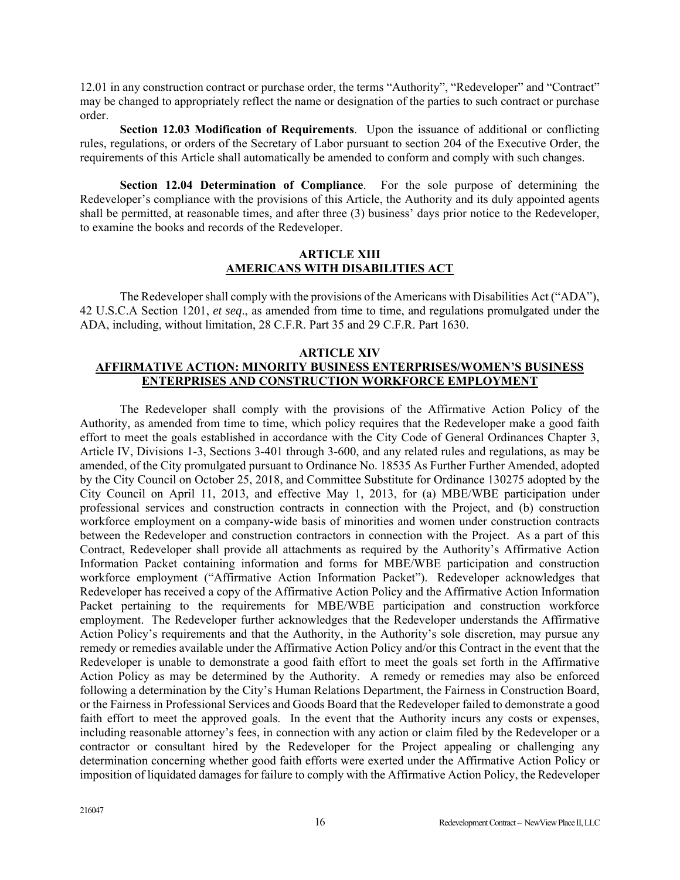12.01 in any construction contract or purchase order, the terms "Authority", "Redeveloper" and "Contract" may be changed to appropriately reflect the name or designation of the parties to such contract or purchase order.

**Section 12.03 Modification of Requirements**. Upon the issuance of additional or conflicting rules, regulations, or orders of the Secretary of Labor pursuant to section 204 of the Executive Order, the requirements of this Article shall automatically be amended to conform and comply with such changes.

**Section 12.04 Determination of Compliance**. For the sole purpose of determining the Redeveloper's compliance with the provisions of this Article, the Authority and its duly appointed agents shall be permitted, at reasonable times, and after three (3) business' days prior notice to the Redeveloper, to examine the books and records of the Redeveloper.

## ARTICLE XIII
## AMERICANS WITH DISABILITIES ACT

The Redeveloper shall comply with the provisions of the Americans with Disabilities Act ("ADA"), 42 U.S.C.A Section 1201, *et seq*., as amended from time to time, and regulations promulgated under the ADA, including, without limitation, 28 C.F.R. Part 35 and 29 C.F.R. Part 1630.

## ARTICLE XIV
## AFFIRMATIVE ACTION: MINORITY BUSINESS ENTERPRISES/WOMEN'S BUSINESS ENTERPRISES AND CONSTRUCTION WORKFORCE EMPLOYMENT

The Redeveloper shall comply with the provisions of the Affirmative Action Policy of the Authority, as amended from time to time, which policy requires that the Redeveloper make a good faith effort to meet the goals established in accordance with the City Code of General Ordinances Chapter 3, Article IV, Divisions 1-3, Sections 3-401 through 3-600, and any related rules and regulations, as may be amended, of the City promulgated pursuant to Ordinance No. 18535 As Further Further Amended, adopted by the City Council on October 25, 2018, and Committee Substitute for Ordinance 130275 adopted by the City Council on April 11, 2013, and effective May 1, 2013, for (a) MBE/WBE participation under professional services and construction contracts in connection with the Project, and (b) construction workforce employment on a company-wide basis of minorities and women under construction contracts between the Redeveloper and construction contractors in connection with the Project. As a part of this Contract, Redeveloper shall provide all attachments as required by the Authority's Affirmative Action Information Packet containing information and forms for MBE/WBE participation and construction workforce employment ("Affirmative Action Information Packet"). Redeveloper acknowledges that Redeveloper has received a copy of the Affirmative Action Policy and the Affirmative Action Information Packet pertaining to the requirements for MBE/WBE participation and construction workforce employment. The Redeveloper further acknowledges that the Redeveloper understands the Affirmative Action Policy's requirements and that the Authority, in the Authority's sole discretion, may pursue any remedy or remedies available under the Affirmative Action Policy and/or this Contract in the event that the Redeveloper is unable to demonstrate a good faith effort to meet the goals set forth in the Affirmative Action Policy as may be determined by the Authority. A remedy or remedies may also be enforced following a determination by the City's Human Relations Department, the Fairness in Construction Board, or the Fairness in Professional Services and Goods Board that the Redeveloper failed to demonstrate a good faith effort to meet the approved goals. In the event that the Authority incurs any costs or expenses, including reasonable attorney's fees, in connection with any action or claim filed by the Redeveloper or a contractor or consultant hired by the Redeveloper for the Project appealing or challenging any determination concerning whether good faith efforts were exerted under the Affirmative Action Policy or imposition of liquidated damages for failure to comply with the Affirmative Action Policy, the Redeveloper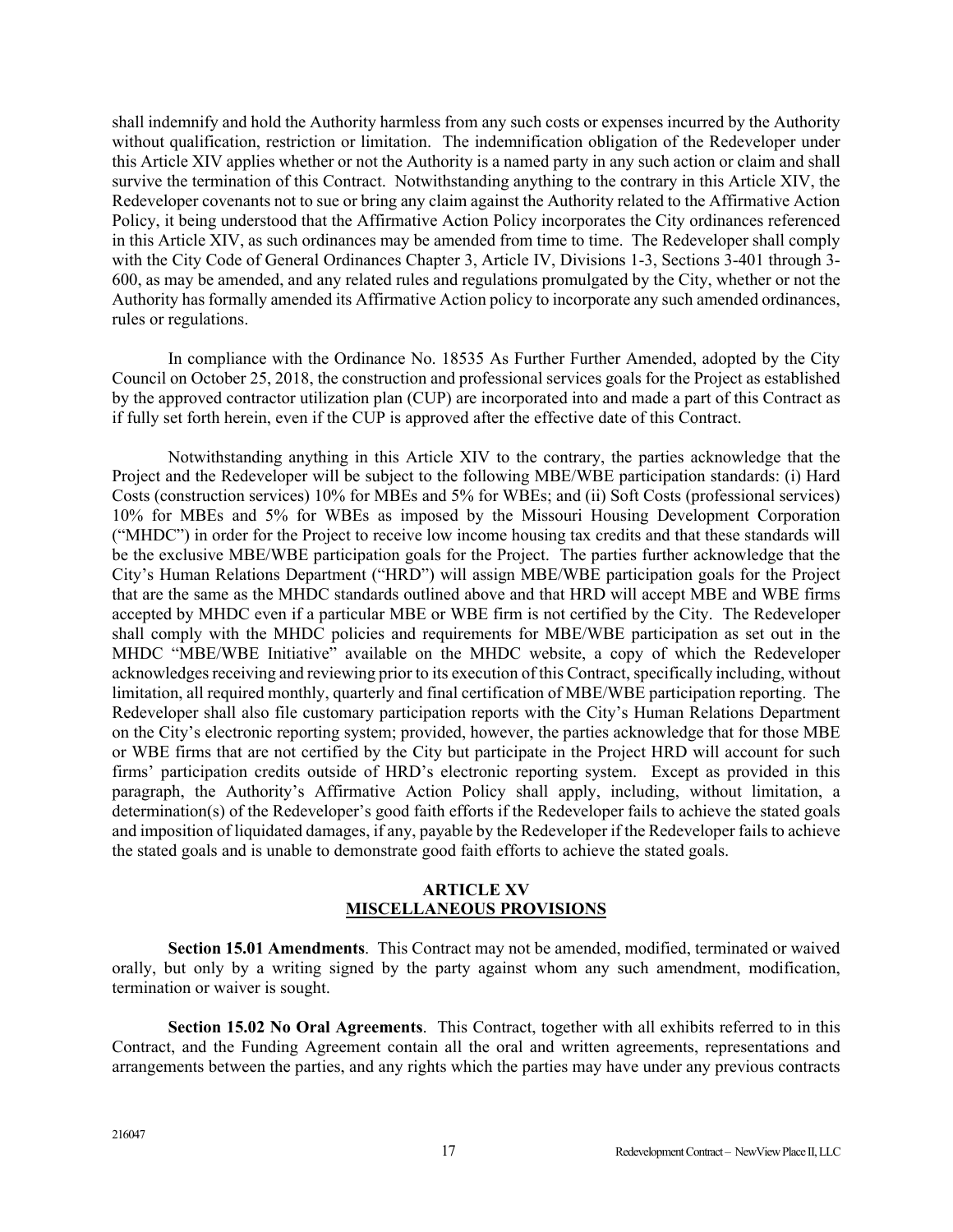shall indemnify and hold the Authority harmless from any such costs or expenses incurred by the Authority without qualification, restriction or limitation. The indemnification obligation of the Redeveloper under this Article XIV applies whether or not the Authority is a named party in any such action or claim and shall survive the termination of this Contract. Notwithstanding anything to the contrary in this Article XIV, the Redeveloper covenants not to sue or bring any claim against the Authority related to the Affirmative Action Policy, it being understood that the Affirmative Action Policy incorporates the City ordinances referenced in this Article XIV, as such ordinances may be amended from time to time. The Redeveloper shall comply with the City Code of General Ordinances Chapter 3, Article IV, Divisions 1-3, Sections 3-401 through 3-600, as may be amended, and any related rules and regulations promulgated by the City, whether or not the Authority has formally amended its Affirmative Action policy to incorporate any such amended ordinances, rules or regulations.

In compliance with the Ordinance No. 18535 As Further Further Amended, adopted by the City Council on October 25, 2018, the construction and professional services goals for the Project as established by the approved contractor utilization plan (CUP) are incorporated into and made a part of this Contract as if fully set forth herein, even if the CUP is approved after the effective date of this Contract.

Notwithstanding anything in this Article XIV to the contrary, the parties acknowledge that the Project and the Redeveloper will be subject to the following MBE/WBE participation standards: (i) Hard Costs (construction services) 10% for MBEs and 5% for WBEs; and (ii) Soft Costs (professional services) 10% for MBEs and 5% for WBEs as imposed by the Missouri Housing Development Corporation ("MHDC") in order for the Project to receive low income housing tax credits and that these standards will be the exclusive MBE/WBE participation goals for the Project. The parties further acknowledge that the City's Human Relations Department ("HRD") will assign MBE/WBE participation goals for the Project that are the same as the MHDC standards outlined above and that HRD will accept MBE and WBE firms accepted by MHDC even if a particular MBE or WBE firm is not certified by the City. The Redeveloper shall comply with the MHDC policies and requirements for MBE/WBE participation as set out in the MHDC "MBE/WBE Initiative" available on the MHDC website, a copy of which the Redeveloper acknowledges receiving and reviewing prior to its execution of this Contract, specifically including, without limitation, all required monthly, quarterly and final certification of MBE/WBE participation reporting. The Redeveloper shall also file customary participation reports with the City's Human Relations Department on the City's electronic reporting system; provided, however, the parties acknowledge that for those MBE or WBE firms that are not certified by the City but participate in the Project HRD will account for such firms' participation credits outside of HRD's electronic reporting system. Except as provided in this paragraph, the Authority's Affirmative Action Policy shall apply, including, without limitation, a determination(s) of the Redeveloper's good faith efforts if the Redeveloper fails to achieve the stated goals and imposition of liquidated damages, if any, payable by the Redeveloper if the Redeveloper fails to achieve the stated goals and is unable to demonstrate good faith efforts to achieve the stated goals.

## ARTICLE XV
## MISCELLANEOUS PROVISIONS

**Section 15.01 Amendments**. This Contract may not be amended, modified, terminated or waived orally, but only by a writing signed by the party against whom any such amendment, modification, termination or waiver is sought.

**Section 15.02 No Oral Agreements**. This Contract, together with all exhibits referred to in this Contract, and the Funding Agreement contain all the oral and written agreements, representations and arrangements between the parties, and any rights which the parties may have under any previous contracts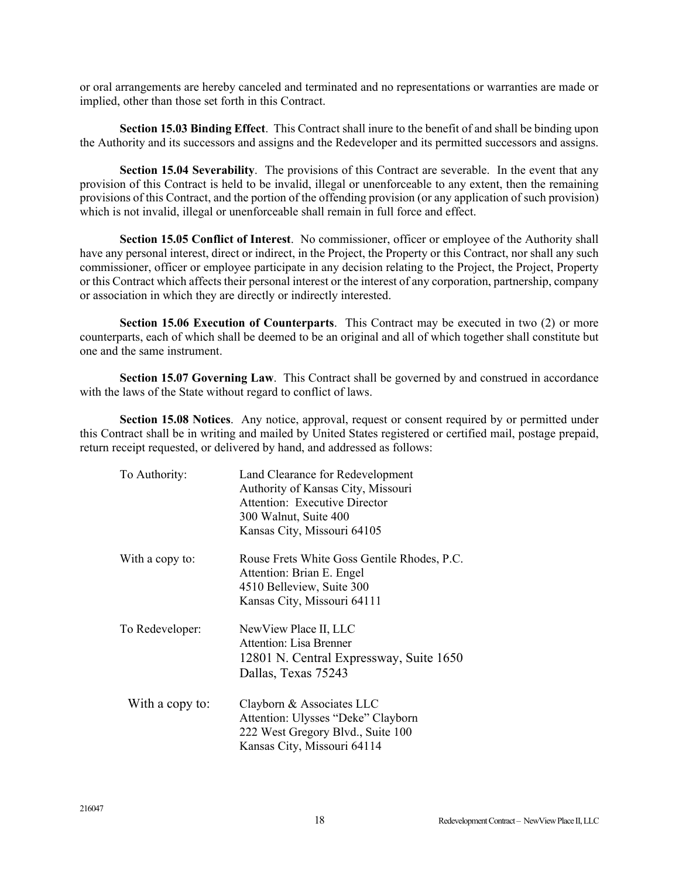or oral arrangements are hereby canceled and terminated and no representations or warranties are made or implied, other than those set forth in this Contract.

**Section 15.03 Binding Effect**. This Contract shall inure to the benefit of and shall be binding upon the Authority and its successors and assigns and the Redeveloper and its permitted successors and assigns.

**Section 15.04 Severability**. The provisions of this Contract are severable. In the event that any provision of this Contract is held to be invalid, illegal or unenforceable to any extent, then the remaining provisions of this Contract, and the portion of the offending provision (or any application of such provision) which is not invalid, illegal or unenforceable shall remain in full force and effect.

**Section 15.05 Conflict of Interest**. No commissioner, officer or employee of the Authority shall have any personal interest, direct or indirect, in the Project, the Property or this Contract, nor shall any such commissioner, officer or employee participate in any decision relating to the Project, the Project, Property or this Contract which affects their personal interest or the interest of any corporation, partnership, company or association in which they are directly or indirectly interested.

**Section 15.06 Execution of Counterparts**. This Contract may be executed in two (2) or more counterparts, each of which shall be deemed to be an original and all of which together shall constitute but one and the same instrument.

**Section 15.07 Governing Law**. This Contract shall be governed by and construed in accordance with the laws of the State without regard to conflict of laws.

**Section 15.08 Notices**. Any notice, approval, request or consent required by or permitted under this Contract shall be in writing and mailed by United States registered or certified mail, postage prepaid, return receipt requested, or delivered by hand, and addressed as follows:

To Authority:
Land Clearance for Redevelopment
Authority of Kansas City, Missouri
Attention: Executive Director
300 Walnut, Suite 400
Kansas City, Missouri 64105

With a copy to:
Rouse Frets White Goss Gentile Rhodes, P.C.
Attention: Brian E. Engel
4510 Belleview, Suite 300
Kansas City, Missouri 64111

To Redeveloper:
NewView Place II, LLC
Attention: Lisa Brenner
12801 N. Central Expressway, Suite 1650
Dallas, Texas 75243

With a copy to:
Clayborn & Associates LLC
Attention: Ulysses "Deke" Clayborn
222 West Gregory Blvd., Suite 100
Kansas City, Missouri 64114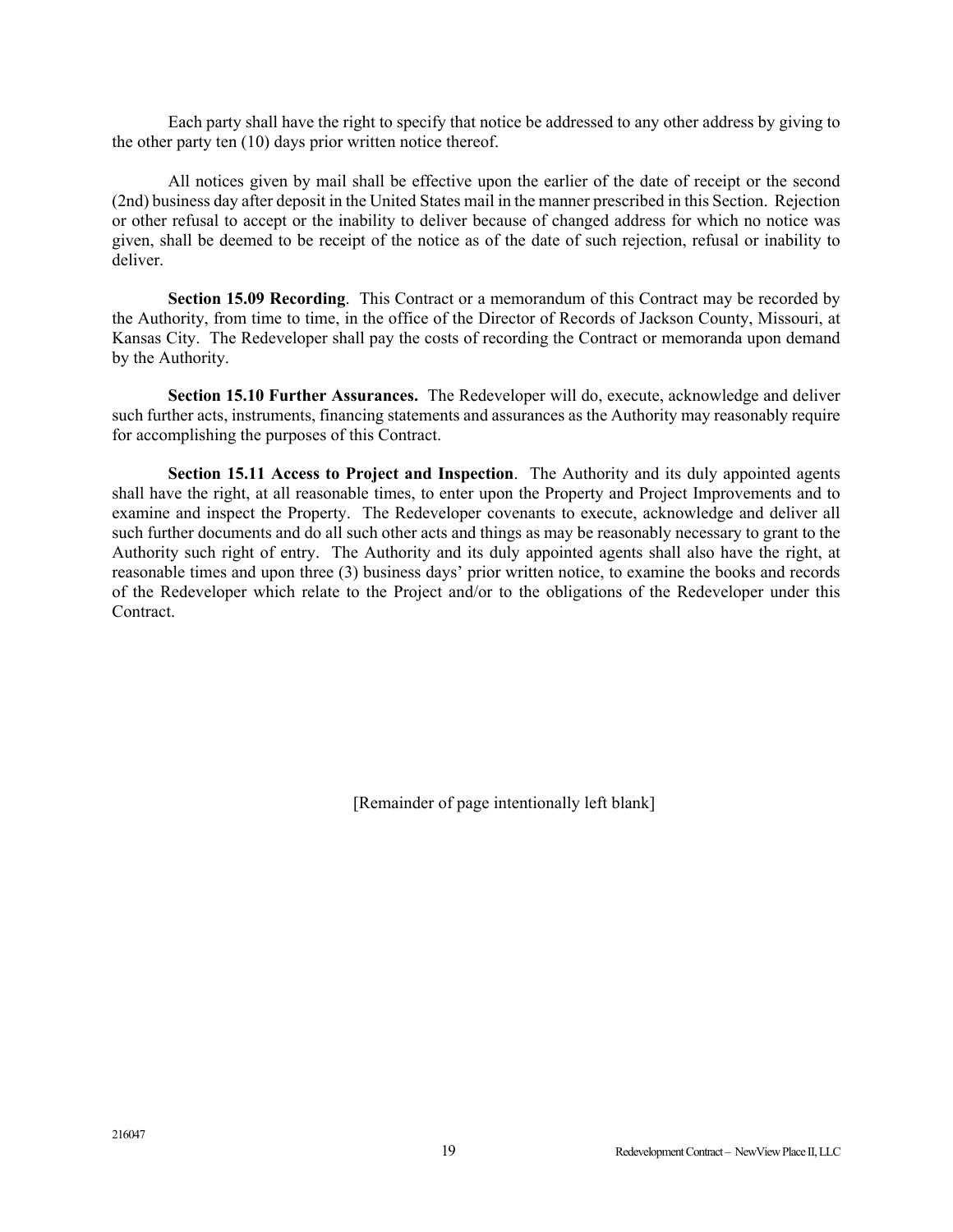Each party shall have the right to specify that notice be addressed to any other address by giving to the other party ten (10) days prior written notice thereof.

All notices given by mail shall be effective upon the earlier of the date of receipt or the second (2nd) business day after deposit in the United States mail in the manner prescribed in this Section. Rejection or other refusal to accept or the inability to deliver because of changed address for which no notice was given, shall be deemed to be receipt of the notice as of the date of such rejection, refusal or inability to deliver.

**Section 15.09 Recording**. This Contract or a memorandum of this Contract may be recorded by the Authority, from time to time, in the office of the Director of Records of Jackson County, Missouri, at Kansas City. The Redeveloper shall pay the costs of recording the Contract or memoranda upon demand by the Authority.

**Section 15.10 Further Assurances.** The Redeveloper will do, execute, acknowledge and deliver such further acts, instruments, financing statements and assurances as the Authority may reasonably require for accomplishing the purposes of this Contract.

**Section 15.11 Access to Project and Inspection**. The Authority and its duly appointed agents shall have the right, at all reasonable times, to enter upon the Property and Project Improvements and to examine and inspect the Property. The Redeveloper covenants to execute, acknowledge and deliver all such further documents and do all such other acts and things as may be reasonably necessary to grant to the Authority such right of entry. The Authority and its duly appointed agents shall also have the right, at reasonable times and upon three (3) business days' prior written notice, to examine the books and records of the Redeveloper which relate to the Project and/or to the obligations of the Redeveloper under this Contract.

[Remainder of page intentionally left blank]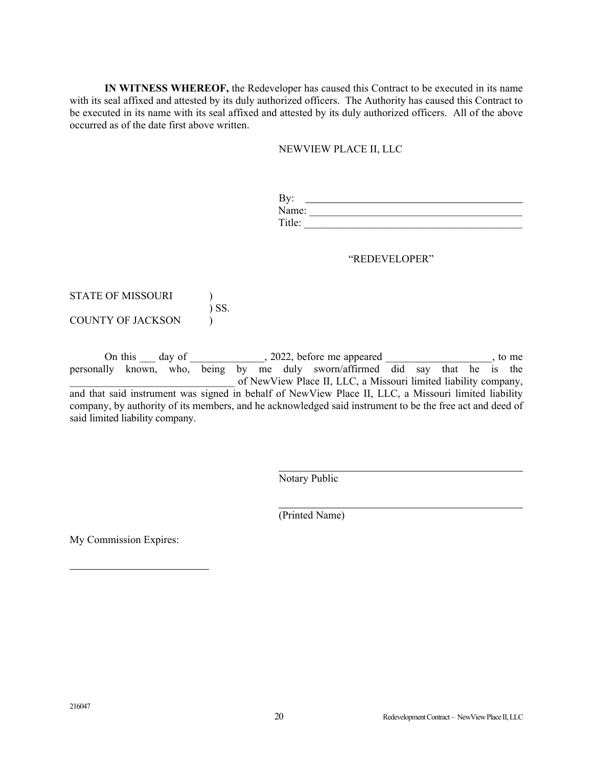**IN WITNESS WHEREOF,** the Redeveloper has caused this Contract to be executed in its name with its seal affixed and attested by its duly authorized officers. The Authority has caused this Contract to be executed in its name with its seal affixed and attested by its duly authorized officers. All of the above occurred as of the date first above written.

NEWVIEW PLACE II, LLC

By: ___________________________________________
Name: _________________________________________
Title: __________________________________________

"REDEVELOPER"

STATE OF MISSOURI )
) SS.
COUNTY OF JACKSON )

On this ___ day of ______________, 2022, before me appeared ____________________, to me personally known, who, being by me duly sworn/affirmed did say that he is the _______________________________ of NewView Place II, LLC, a Missouri limited liability company, and that said instrument was signed in behalf of NewView Place II, LLC, a Missouri limited liability company, by authority of its members, and he acknowledged said instrument to be the free act and deed of said limited liability company.

_______________________________________________
Notary Public

_______________________________________________
(Printed Name)

My Commission Expires:

___________________________

216047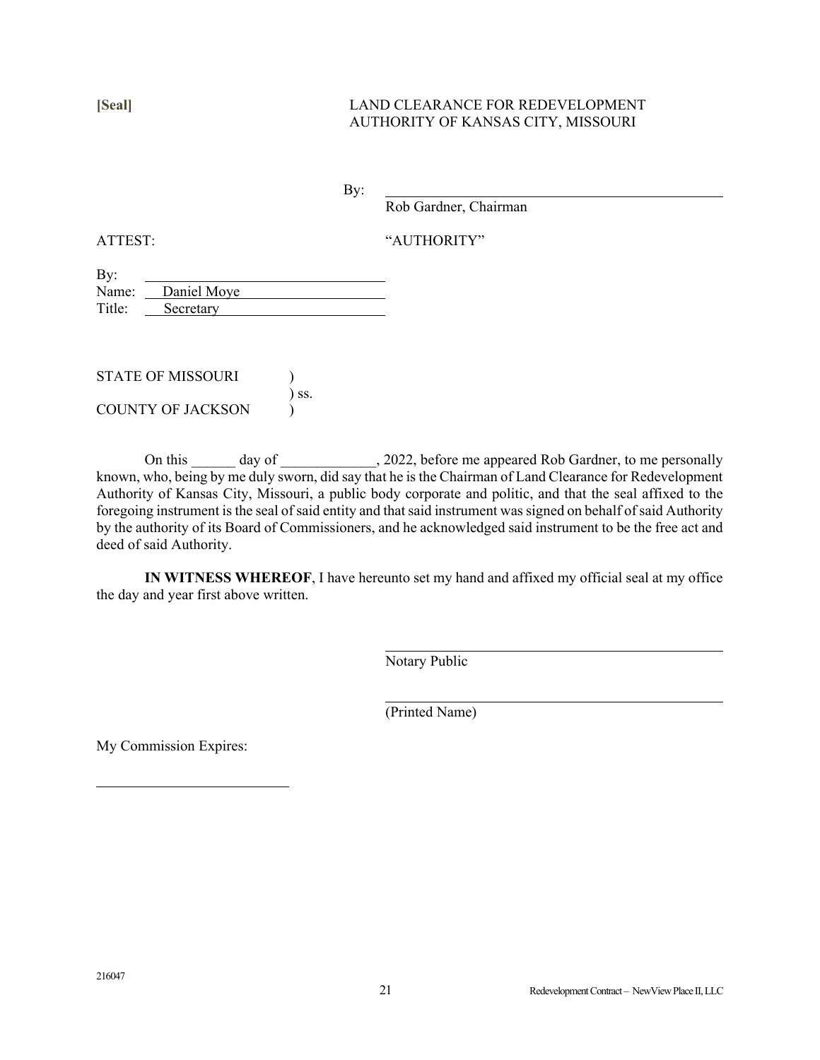**[Seal]**

LAND CLEARANCE FOR REDEVELOPMENT AUTHORITY OF KANSAS CITY, MISSOURI

By: \_\_\_\_\_\_\_\_\_\_\_\_\_\_\_\_\_\_\_\_\_\_\_\_\_\_\_\_\_\_\_\_\_\_\_\_\_\_\_\_
Rob Gardner, Chairman

ATTEST:

"AUTHORITY"

By: \_\_\_\_\_\_\_\_\_\_\_\_\_\_\_\_\_\_\_\_\_\_\_\_\_\_\_\_\_\_\_\_
Name: Daniel Moye
Title: Secretary

STATE OF MISSOURI )
) ss.
COUNTY OF JACKSON )

On this ______ day of _____________, 2022, before me appeared Rob Gardner, to me personally known, who, being by me duly sworn, did say that he is the Chairman of Land Clearance for Redevelopment Authority of Kansas City, Missouri, a public body corporate and politic, and that the seal affixed to the foregoing instrument is the seal of said entity and that said instrument was signed on behalf of said Authority by the authority of its Board of Commissioners, and he acknowledged said instrument to be the free act and deed of said Authority.

**IN WITNESS WHEREOF**, I have hereunto set my hand and affixed my official seal at my office the day and year first above written.

\_\_\_\_\_\_\_\_\_\_\_\_\_\_\_\_\_\_\_\_\_\_\_\_\_\_\_\_\_\_\_\_\_\_\_\_\_\_\_\_
Notary Public

\_\_\_\_\_\_\_\_\_\_\_\_\_\_\_\_\_\_\_\_\_\_\_\_\_\_\_\_\_\_\_\_\_\_\_\_\_\_\_\_
(Printed Name)

My Commission Expires:

\_\_\_\_\_\_\_\_\_\_\_\_\_\_\_\_\_\_\_\_\_\_\_\_\_\_

216047

Redevelopment Contract – NewView Place II, LLC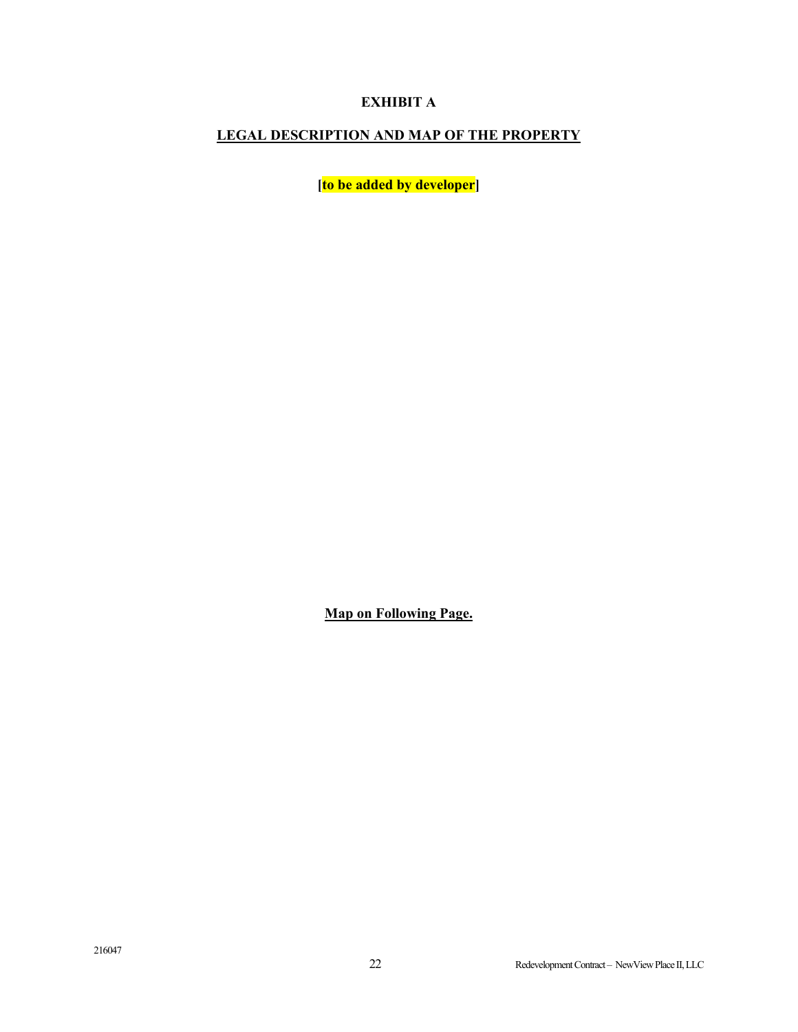# EXHIBIT A

## LEGAL DESCRIPTION AND MAP OF THE PROPERTY

**[to be added by developer]**

**Map on Following Page.**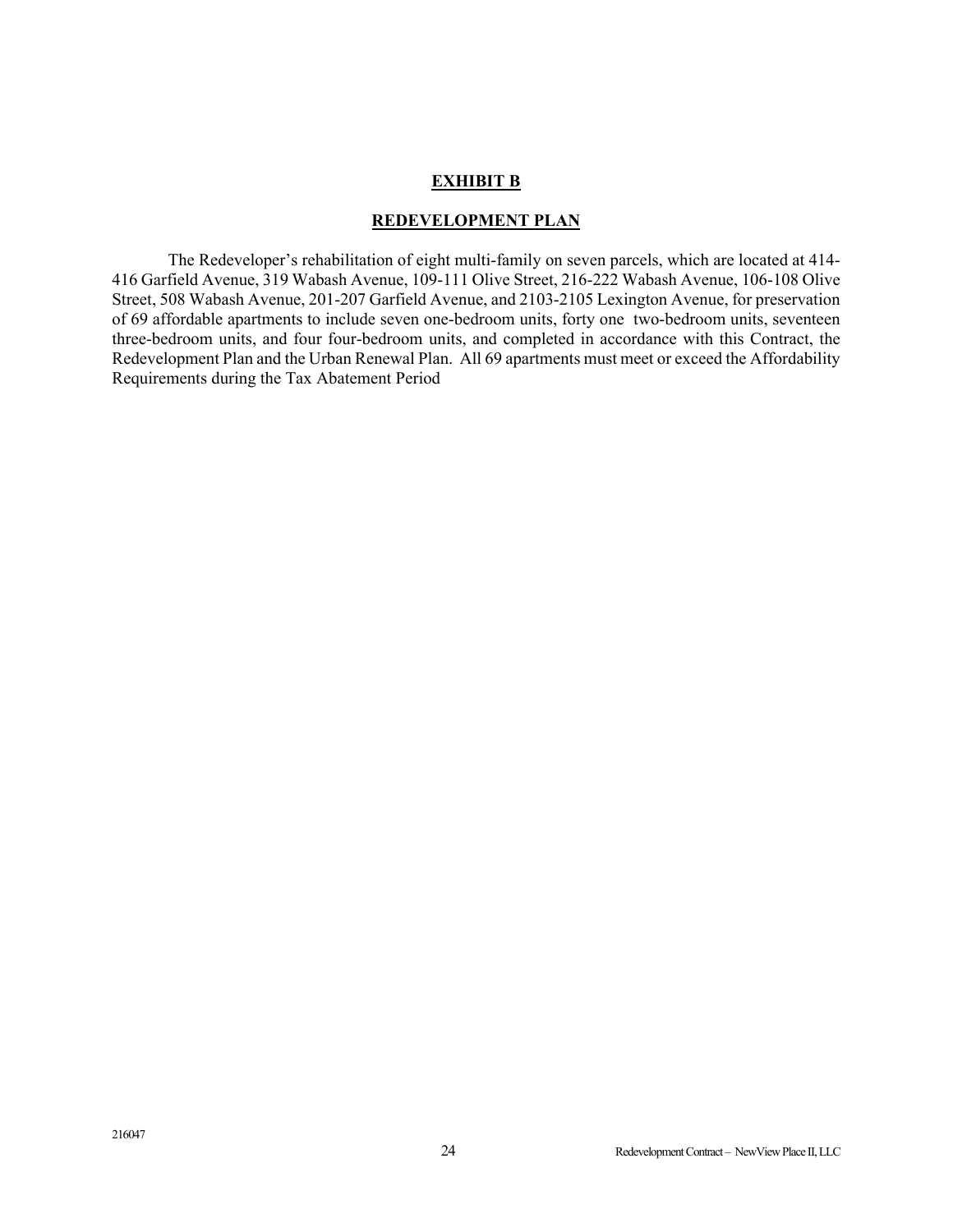**EXHIBIT B**

**REDEVELOPMENT PLAN**

The Redeveloper's rehabilitation of eight multi-family on seven parcels, which are located at 414-416 Garfield Avenue, 319 Wabash Avenue, 109-111 Olive Street, 216-222 Wabash Avenue, 106-108 Olive Street, 508 Wabash Avenue, 201-207 Garfield Avenue, and 2103-2105 Lexington Avenue, for preservation of 69 affordable apartments to include seven one-bedroom units, forty one two-bedroom units, seventeen three-bedroom units, and four four-bedroom units, and completed in accordance with this Contract, the Redevelopment Plan and the Urban Renewal Plan. All 69 apartments must meet or exceed the Affordability Requirements during the Tax Abatement Period